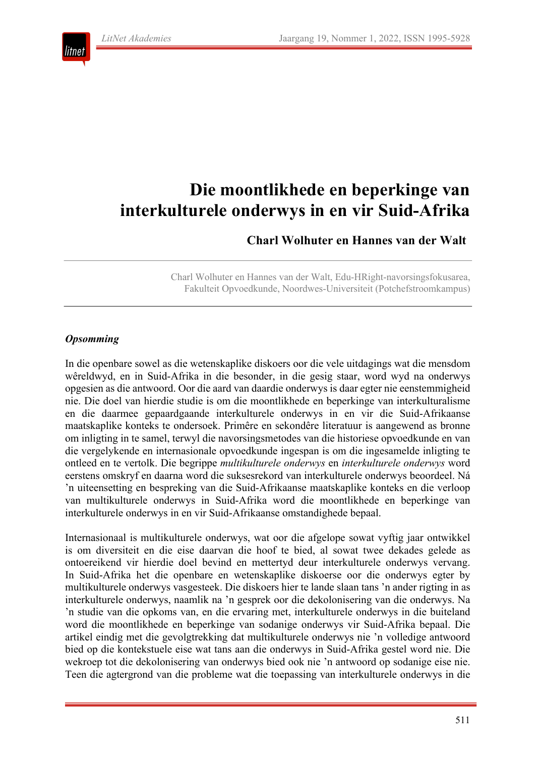# Die moontlikhede en beperkinge van interkulturele onderwys in en vir Suid-Afrika

**Charl Wolhuter en Hannes van der Walt**

Charl Wolhuter en Hannes van der Walt, Edu-HRight-navorsingsfokusarea, Fakulteit Opvoedkunde, Noordwes-Universiteit (Potchefstroomkampus)

***Opsomming***

In die openbare sowel as die wetenskaplike diskoers oor die vele uitdagings wat die mensdom wêreldwyd, en in Suid-Afrika in die besonder, in die gesig staar, word wyd na onderwys opgesien as die antwoord. Oor die aard van daardie onderwys is daar egter nie eenstemmigheid nie. Die doel van hierdie studie is om die moontlikhede en beperkinge van interkulturalisme en die daarmee gepaardgaande interkulturele onderwys in en vir die Suid-Afrikaanse maatskaplike konteks te ondersoek. Primêre en sekondêre literatuur is aangewend as bronne om inligting in te samel, terwyl die navorsingsmetodes van die historiese opvoedkunde en van die vergelykende en internasionale opvoedkunde ingespan is om die ingesamelde inligting te ontleed en te vertolk. Die begrippe *multikulturele onderwys* en *interkulturele onderwys* word eerstens omskryf en daarna word die suksesrekord van interkulturele onderwys beoordeel. Ná 'n uiteensetting en bespreking van die Suid-Afrikaanse maatskaplike konteks en die verloop van multikulturele onderwys in Suid-Afrika word die moontlikhede en beperkinge van interkulturele onderwys in en vir Suid-Afrikaanse omstandighede bepaal.

Internasionaal is multikulturele onderwys, wat oor die afgelope sowat vyftig jaar ontwikkel is om diversiteit en die eise daarvan die hoof te bied, al sowat twee dekades gelede as ontoereikend vir hierdie doel bevind en mettertyd deur interkulturele onderwys vervang. In Suid-Afrika het die openbare en wetenskaplike diskoerse oor die onderwys egter by multikulturele onderwys vasgesteek. Die diskoers hier te lande slaan tans 'n ander rigting in as interkulturele onderwys, naamlik na 'n gesprek oor die dekolonisering van die onderwys. Na 'n studie van die opkoms van, en die ervaring met, interkulturele onderwys in die buiteland word die moontlikhede en beperkinge van sodanige onderwys vir Suid-Afrika bepaal. Die artikel eindig met die gevolgtrekking dat multikulturele onderwys nie 'n volledige antwoord bied op die kontekstuele eise wat tans aan die onderwys in Suid-Afrika gestel word nie. Die wekroep tot die dekolonisering van onderwys bied ook nie 'n antwoord op sodanige eise nie. Teen die agtergrond van die probleme wat die toepassing van interkulturele onderwys in die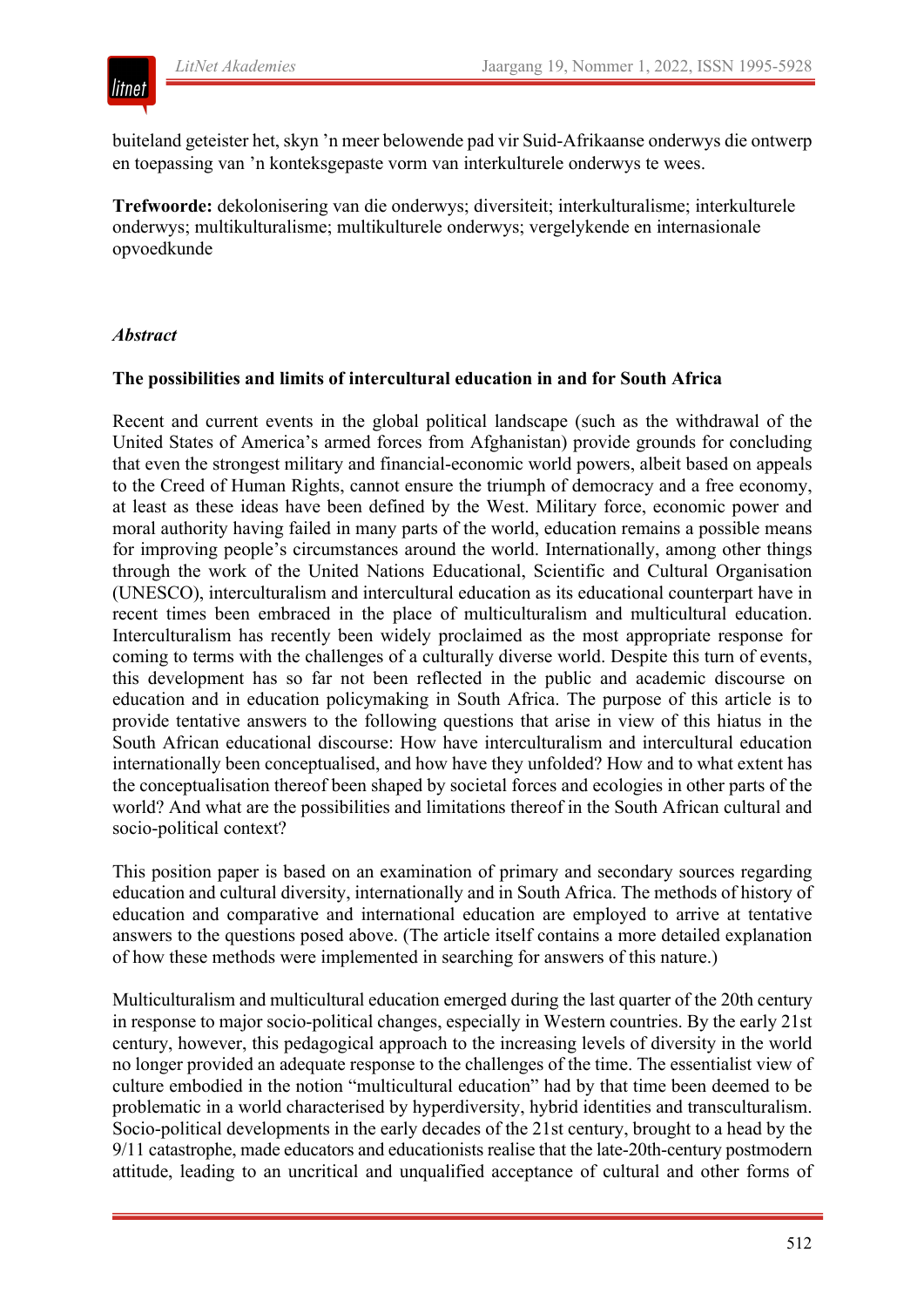buiteland geteister het, skyn ’n meer belowende pad vir Suid-Afrikaanse onderwys die ontwerp en toepassing van ’n konteksgepaste vorm van interkulturele onderwys te wees.

**Trefwoorde:** dekolonisering van die onderwys; diversiteit; interkulturalisme; interkulturele onderwys; multikulturalisme; multikulturele onderwys; vergelykende en internasionale opvoedkunde

*Abstract*

**The possibilities and limits of intercultural education in and for South Africa**

Recent and current events in the global political landscape (such as the withdrawal of the United States of America’s armed forces from Afghanistan) provide grounds for concluding that even the strongest military and financial-economic world powers, albeit based on appeals to the Creed of Human Rights, cannot ensure the triumph of democracy and a free economy, at least as these ideas have been defined by the West. Military force, economic power and moral authority having failed in many parts of the world, education remains a possible means for improving people’s circumstances around the world. Internationally, among other things through the work of the United Nations Educational, Scientific and Cultural Organisation (UNESCO), interculturalism and intercultural education as its educational counterpart have in recent times been embraced in the place of multiculturalism and multicultural education. Interculturalism has recently been widely proclaimed as the most appropriate response for coming to terms with the challenges of a culturally diverse world. Despite this turn of events, this development has so far not been reflected in the public and academic discourse on education and in education policymaking in South Africa. The purpose of this article is to provide tentative answers to the following questions that arise in view of this hiatus in the South African educational discourse: How have interculturalism and intercultural education internationally been conceptualised, and how have they unfolded? How and to what extent has the conceptualisation thereof been shaped by societal forces and ecologies in other parts of the world? And what are the possibilities and limitations thereof in the South African cultural and socio-political context?

This position paper is based on an examination of primary and secondary sources regarding education and cultural diversity, internationally and in South Africa. The methods of history of education and comparative and international education are employed to arrive at tentative answers to the questions posed above. (The article itself contains a more detailed explanation of how these methods were implemented in searching for answers of this nature.)

Multiculturalism and multicultural education emerged during the last quarter of the 20th century in response to major socio-political changes, especially in Western countries. By the early 21st century, however, this pedagogical approach to the increasing levels of diversity in the world no longer provided an adequate response to the challenges of the time. The essentialist view of culture embodied in the notion “multicultural education” had by that time been deemed to be problematic in a world characterised by hyperdiversity, hybrid identities and transculturalism. Socio-political developments in the early decades of the 21st century, brought to a head by the 9/11 catastrophe, made educators and educationists realise that the late-20th-century postmodern attitude, leading to an uncritical and unqualified acceptance of cultural and other forms of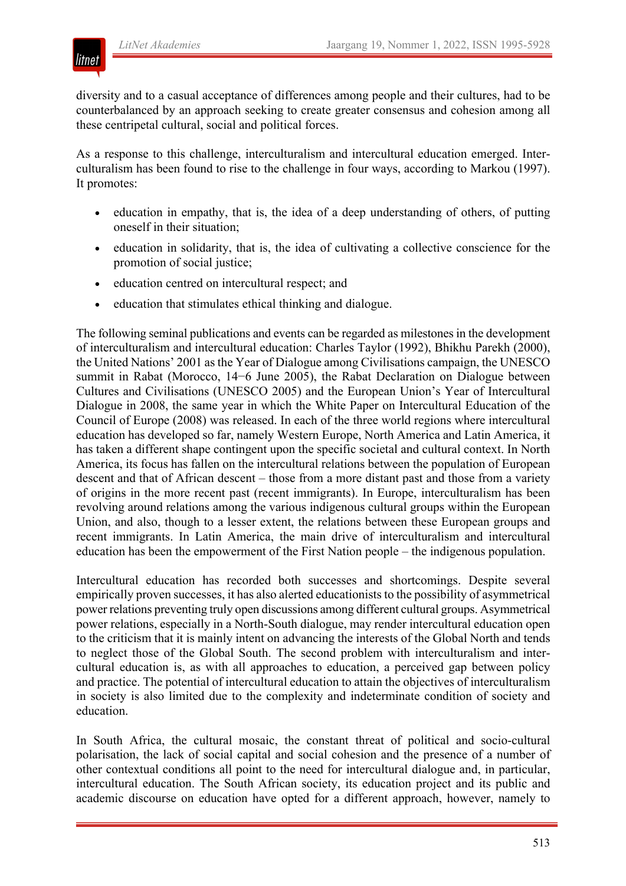diversity and to a casual acceptance of differences among people and their cultures, had to be counterbalanced by an approach seeking to create greater consensus and cohesion among all these centripetal cultural, social and political forces.

As a response to this challenge, interculturalism and intercultural education emerged. Interculturalism has been found to rise to the challenge in four ways, according to Markou (1997). It promotes:

- education in empathy, that is, the idea of a deep understanding of others, of putting oneself in their situation;
- education in solidarity, that is, the idea of cultivating a collective conscience for the promotion of social justice;
- education centred on intercultural respect; and
- education that stimulates ethical thinking and dialogue.

The following seminal publications and events can be regarded as milestones in the development of interculturalism and intercultural education: Charles Taylor (1992), Bhikhu Parekh (2000), the United Nations' 2001 as the Year of Dialogue among Civilisations campaign, the UNESCO summit in Rabat (Morocco, 14−6 June 2005), the Rabat Declaration on Dialogue between Cultures and Civilisations (UNESCO 2005) and the European Union's Year of Intercultural Dialogue in 2008, the same year in which the White Paper on Intercultural Education of the Council of Europe (2008) was released. In each of the three world regions where intercultural education has developed so far, namely Western Europe, North America and Latin America, it has taken a different shape contingent upon the specific societal and cultural context. In North America, its focus has fallen on the intercultural relations between the population of European descent and that of African descent – those from a more distant past and those from a variety of origins in the more recent past (recent immigrants). In Europe, interculturalism has been revolving around relations among the various indigenous cultural groups within the European Union, and also, though to a lesser extent, the relations between these European groups and recent immigrants. In Latin America, the main drive of interculturalism and intercultural education has been the empowerment of the First Nation people – the indigenous population.

Intercultural education has recorded both successes and shortcomings. Despite several empirically proven successes, it has also alerted educationists to the possibility of asymmetrical power relations preventing truly open discussions among different cultural groups. Asymmetrical power relations, especially in a North-South dialogue, may render intercultural education open to the criticism that it is mainly intent on advancing the interests of the Global North and tends to neglect those of the Global South. The second problem with interculturalism and intercultural education is, as with all approaches to education, a perceived gap between policy and practice. The potential of intercultural education to attain the objectives of interculturalism in society is also limited due to the complexity and indeterminate condition of society and education.

In South Africa, the cultural mosaic, the constant threat of political and socio-cultural polarisation, the lack of social capital and social cohesion and the presence of a number of other contextual conditions all point to the need for intercultural dialogue and, in particular, intercultural education. The South African society, its education project and its public and academic discourse on education have opted for a different approach, however, namely to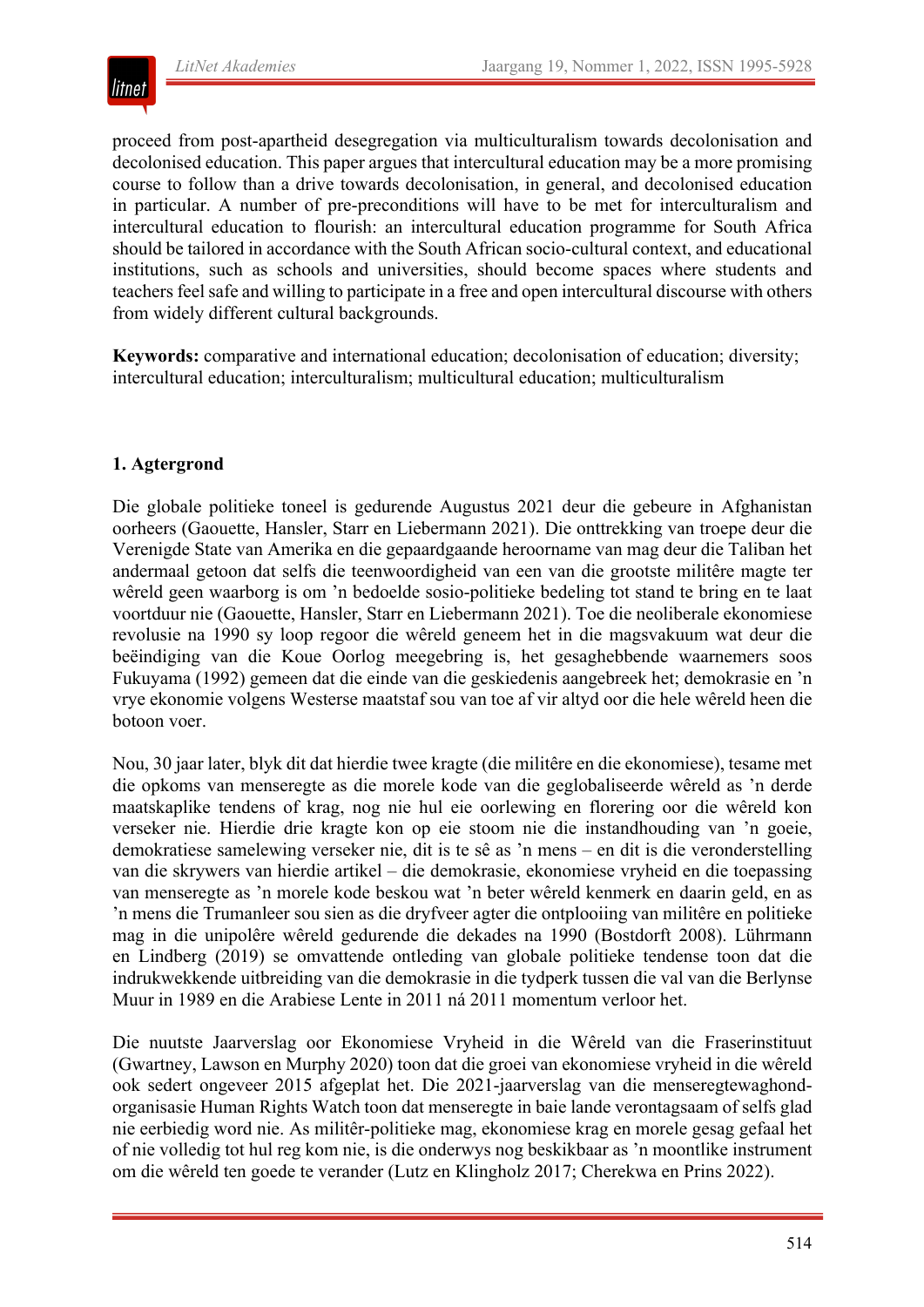proceed from post-apartheid desegregation via multiculturalism towards decolonisation and decolonised education. This paper argues that intercultural education may be a more promising course to follow than a drive towards decolonisation, in general, and decolonised education in particular. A number of pre-preconditions will have to be met for interculturalism and intercultural education to flourish: an intercultural education programme for South Africa should be tailored in accordance with the South African socio-cultural context, and educational institutions, such as schools and universities, should become spaces where students and teachers feel safe and willing to participate in a free and open intercultural discourse with others from widely different cultural backgrounds.

**Keywords:** comparative and international education; decolonisation of education; diversity; intercultural education; interculturalism; multicultural education; multiculturalism

## 1. Agtergrond

Die globale politieke toneel is gedurende Augustus 2021 deur die gebeure in Afghanistan oorheers (Gaouette, Hansler, Starr en Liebermann 2021). Die onttrekking van troepe deur die Verenigde State van Amerika en die gepaardgaande heroorname van mag deur die Taliban het andermaal getoon dat selfs die teenwoordigheid van een van die grootste militêre magte ter wêreld geen waarborg is om ’n bedoelde sosio-politieke bedeling tot stand te bring en te laat voortduur nie (Gaouette, Hansler, Starr en Liebermann 2021). Toe die neoliberale ekonomiese revolusie na 1990 sy loop regoor die wêreld geneem het in die magsvakuum wat deur die beëindiging van die Koue Oorlog meegebring is, het gesaghebbende waarnemers soos Fukuyama (1992) gemeen dat die einde van die geskiedenis aangebreek het; demokrasie en ’n vrye ekonomie volgens Westerse maatstaf sou van toe af vir altyd oor die hele wêreld heen die botoon voer.

Nou, 30 jaar later, blyk dit dat hierdie twee kragte (die militêre en die ekonomiese), tesame met die opkoms van menseregte as die morele kode van die geglobaliseerde wêreld as ’n derde maatskaplike tendens of krag, nog nie hul eie oorlewing en florering oor die wêreld kon verseker nie. Hierdie drie kragte kon op eie stoom nie die instandhouding van ’n goeie, demokratiese samelewing verseker nie, dit is te sê as ’n mens – en dit is die veronderstelling van die skrywers van hierdie artikel – die demokrasie, ekonomiese vryheid en die toepassing van menseregte as ’n morele kode beskou wat ’n beter wêreld kenmerk en daarin geld, en as ’n mens die Trumanleer sou sien as die dryfveer agter die ontplooiing van militêre en politieke mag in die unipolêre wêreld gedurende die dekades na 1990 (Bostdorft 2008). Lührmann en Lindberg (2019) se omvattende ontleding van globale politieke tendense toon dat die indrukwekkende uitbreiding van die demokrasie in die tydperk tussen die val van die Berlynse Muur in 1989 en die Arabiese Lente in 2011 ná 2011 momentum verloor het.

Die nuutste Jaarverslag oor Ekonomiese Vryheid in die Wêreld van die Fraserinstituut (Gwartney, Lawson en Murphy 2020) toon dat die groei van ekonomiese vryheid in die wêreld ook sedert ongeveer 2015 afgeplat het. Die 2021-jaarverslag van die menseregtewaghond-organisasie Human Rights Watch toon dat menseregte in baie lande verontagsaam of selfs glad nie eerbiedig word nie. As militêr-politieke mag, ekonomiese krag en morele gesag gefaal het of nie volledig tot hul reg kom nie, is die onderwys nog beskikbaar as ’n moontlike instrument om die wêreld ten goede te verander (Lutz en Klingholz 2017; Cherekwa en Prins 2022).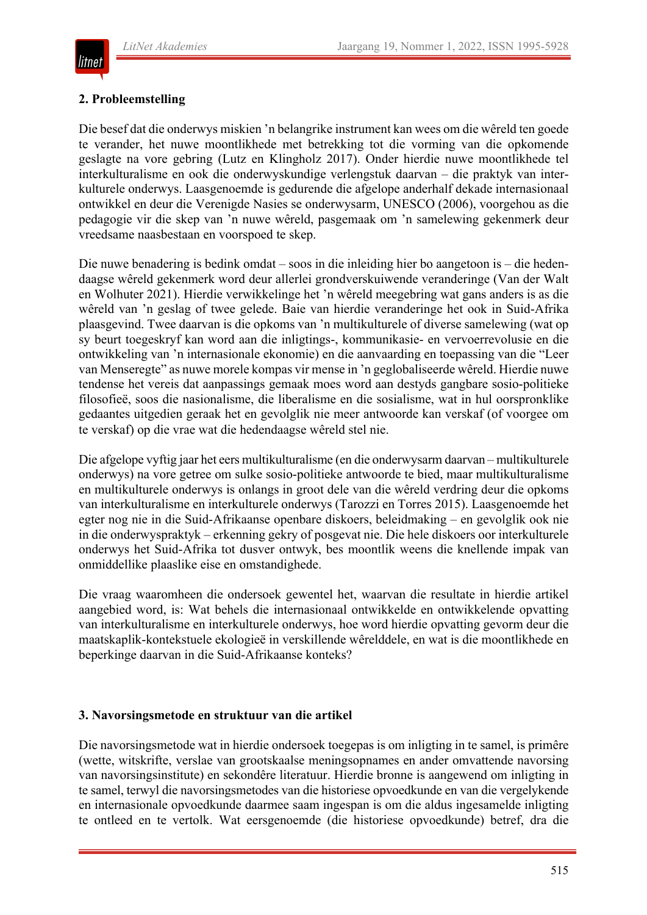## 2. Probleemstelling

Die besef dat die onderwys miskien 'n belangrike instrument kan wees om die wêreld ten goede te verander, het nuwe moontlikhede met betrekking tot die vorming van die opkomende geslagte na vore gebring (Lutz en Klingholz 2017). Onder hierdie nuwe moontlikhede tel interkulturalisme en ook die onderwyskundige verlengstuk daarvan – die praktyk van interkulturele onderwys. Laasgenoemde is gedurende die afgelope anderhalf dekade internasionaal ontwikkel en deur die Verenigde Nasies se onderwysarm, UNESCO (2006), voorgehou as die pedagogie vir die skep van 'n nuwe wêreld, pasgemaak om 'n samelewing gekenmerk deur vreedsame naasbestaan en voorspoed te skep.

Die nuwe benadering is bedink omdat – soos in die inleiding hier bo aangetoon is – die hedendaagse wêreld gekenmerk word deur allerlei grondverskuiwende veranderinge (Van der Walt en Wolhuter 2021). Hierdie verwikkelinge het 'n wêreld meegebring wat gans anders is as die wêreld van 'n geslag of twee gelede. Baie van hierdie veranderinge het ook in Suid-Afrika plaasgevind. Twee daarvan is die opkoms van 'n multikulturele of diverse samelewing (wat op sy beurt toegeskryf kan word aan die inligtings-, kommunikasie- en vervoerrevolusie en die ontwikkeling van 'n internasionale ekonomie) en die aanvaarding en toepassing van die "Leer van Menseregte" as nuwe morele kompas vir mense in 'n geglobaliseerde wêreld. Hierdie nuwe tendense het vereis dat aanpassings gemaak moes word aan destyds gangbare sosio-politieke filosofieë, soos die nasionalisme, die liberalisme en die sosialisme, wat in hul oorspronklike gedaantes uitgedien geraak het en gevolglik nie meer antwoorde kan verskaf (of voorgee om te verskaf) op die vrae wat die hedendaagse wêreld stel nie.

Die afgelope vyftig jaar het eers multikulturalisme (en die onderwysarm daarvan – multikulturele onderwys) na vore getree om sulke sosio-politieke antwoorde te bied, maar multikulturalisme en multikulturele onderwys is onlangs in groot dele van die wêreld verdring deur die opkoms van interkulturalisme en interkulturele onderwys (Tarozzi en Torres 2015). Laasgenoemde het egter nog nie in die Suid-Afrikaanse openbare diskoers, beleidmaking – en gevolglik ook nie in die onderwyspraktyk – erkenning gekry of posgevat nie. Die hele diskoers oor interkulturele onderwys het Suid-Afrika tot dusver ontwyk, bes moontlik weens die knellende impak van onmiddellike plaaslike eise en omstandighede.

Die vraag waaromheen die ondersoek gewentel het, waarvan die resultate in hierdie artikel aangebied word, is: Wat behels die internasionaal ontwikkelde en ontwikkelende opvatting van interkulturalisme en interkulturele onderwys, hoe word hierdie opvatting gevorm deur die maatskaplik-kontekstuele ekologieë in verskillende wêrelddele, en wat is die moontlikhede en beperkinge daarvan in die Suid-Afrikaanse konteks?

## 3. Navorsingsmetode en struktuur van die artikel

Die navorsingsmetode wat in hierdie ondersoek toegepas is om inligting in te samel, is primêre (wette, witskrifte, verslae van grootskaalse meningsopnames en ander omvattende navorsing van navorsingsinstitute) en sekondêre literatuur. Hierdie bronne is aangewend om inligting in te samel, terwyl die navorsingsmetodes van die historiese opvoedkunde en van die vergelykende en internasionale opvoedkunde daarmee saam ingespan is om die aldus ingesamelde inligting te ontleed en te vertolk. Wat eersgenoemde (die historiese opvoedkunde) betref, dra die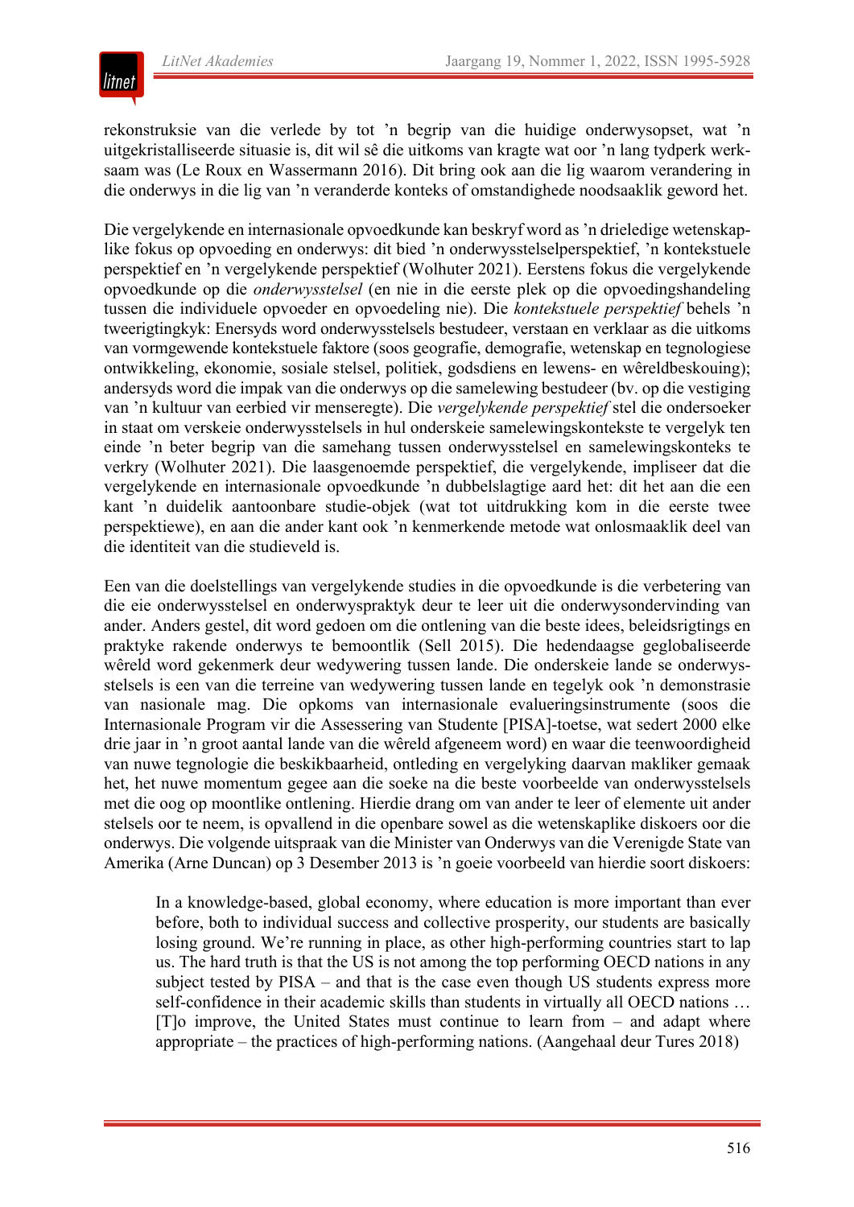rekonstruksie van die verlede by tot 'n begrip van die huidige onderwysopset, wat 'n uitgekristalliseerde situasie is, dit wil sê die uitkoms van kragte wat oor 'n lang tydperk werksaam was (Le Roux en Wassermann 2016). Dit bring ook aan die lig waarom verandering in die onderwys in die lig van 'n veranderde konteks of omstandighede noodsaaklik geword het.

Die vergelykende en internasionale opvoedkunde kan beskryf word as 'n drieledige wetenskaplike fokus op opvoeding en onderwys: dit bied 'n onderwysstelselperspektief, 'n kontekstuele perspektief en 'n vergelykende perspektief (Wolhuter 2021). Eerstens fokus die vergelykende opvoedkunde op die *onderwysstelsel* (en nie in die eerste plek op die opvoedingshandeling tussen die individuele opvoeder en opvoedeling nie). Die *kontekstuele perspektief* behels 'n tweerigtingkyk: Enersyds word onderwysstelsels bestudeer, verstaan en verklaar as die uitkoms van vormgewende kontekstuele faktore (soos geografie, demografie, wetenskap en tegnologiese ontwikkeling, ekonomie, sosiale stelsel, politiek, godsdiens en lewens- en wêreldbeskouing); andersyds word die impak van die onderwys op die samelewing bestudeer (bv. op die vestiging van 'n kultuur van eerbied vir menseregte). Die *vergelykende perspektief* stel die ondersoeker in staat om verskeie onderwysstelsels in hul onderskeie samelewingskontekste te vergelyk ten einde 'n beter begrip van die samehang tussen onderwysstelsel en samelewingskonteks te verkry (Wolhuter 2021). Die laasgenoemde perspektief, die vergelykende, impliseer dat die vergelykende en internasionale opvoedkunde 'n dubbelslagtige aard het: dit het aan die een kant 'n duidelik aantoonbare studie-objek (wat tot uitdrukking kom in die eerste twee perspektiewe), en aan die ander kant ook 'n kenmerkende metode wat onlosmaaklik deel van die identiteit van die studieveld is.

Een van die doelstellings van vergelykende studies in die opvoedkunde is die verbetering van die eie onderwysstelsel en onderwyspraktyk deur te leer uit die onderwysondervinding van ander. Anders gestel, dit word gedoen om die ontlening van die beste idees, beleidsrigtings en praktyke rakende onderwys te bemoontlik (Sell 2015). Die hedendaagse geglobaliseerde wêreld word gekenmerk deur wedywering tussen lande. Die onderskeie lande se onderwysstelsels is een van die terreine van wedywering tussen lande en tegelyk ook 'n demonstrasie van nasionale mag. Die opkoms van internasionale evalueringsinstrumente (soos die Internasionale Program vir die Assessering van Studente [PISA]-toetse, wat sedert 2000 elke drie jaar in 'n groot aantal lande van die wêreld afgeneem word) en waar die teenwoordigheid van nuwe tegnologie die beskikbaarheid, ontleding en vergelyking daarvan makliker gemaak het, het nuwe momentum gegee aan die soeke na die beste voorbeelde van onderwysstelsels met die oog op moontlike ontlening. Hierdie drang om van ander te leer of elemente uit ander stelsels oor te neem, is opvallend in die openbare sowel as die wetenskaplike diskoers oor die onderwys. Die volgende uitspraak van die Minister van Onderwys van die Verenigde State van Amerika (Arne Duncan) op 3 Desember 2013 is 'n goeie voorbeeld van hierdie soort diskoers:

> In a knowledge-based, global economy, where education is more important than ever before, both to individual success and collective prosperity, our students are basically losing ground. We're running in place, as other high-performing countries start to lap us. The hard truth is that the US is not among the top performing OECD nations in any subject tested by PISA – and that is the case even though US students express more self-confidence in their academic skills than students in virtually all OECD nations … [T]o improve, the United States must continue to learn from – and adapt where appropriate – the practices of high-performing nations. (Aangehaal deur Tures 2018)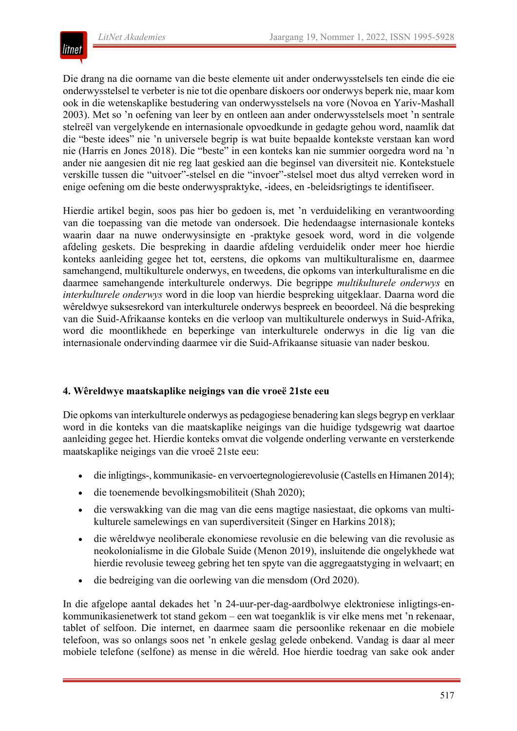Die drang na die oorname van die beste elemente uit ander onderwysstelsels ten einde die eie onderwysstelsel te verbeter is nie tot die openbare diskoers oor onderwys beperk nie, maar kom ook in die wetenskaplike bestudering van onderwysstelsels na vore (Novoa en Yariv-Mashall 2003). Met so 'n oefening van leer by en ontleen aan ander onderwysstelsels moet 'n sentrale stelreël van vergelykende en internasionale opvoedkunde in gedagte gehou word, naamlik dat die "beste idees" nie 'n universele begrip is wat buite bepaalde kontekste verstaan kan word nie (Harris en Jones 2018). Die "beste" in een konteks kan nie summier oorgedra word na 'n ander nie aangesien dit nie reg laat geskied aan die beginsel van diversiteit nie. Kontekstuele verskille tussen die "uitvoer"-stelsel en die "invoer"-stelsel moet dus altyd verreken word in enige oefening om die beste onderwyspraktyke, -idees, en -beleidsrigtings te identifiseer.

Hierdie artikel begin, soos pas hier bo gedoen is, met 'n verduideliking en verantwoording van die toepassing van die metode van ondersoek. Die hedendaagse internasionale konteks waarin daar na nuwe onderwysinsigte en -praktyke gesoek word, word in die volgende afdeling geskets. Die bespreking in daardie afdeling verduidelik onder meer hoe hierdie konteks aanleiding gegee het tot, eerstens, die opkoms van multikulturalisme en, daarmee samehangend, multikulturele onderwys, en tweedens, die opkoms van interkulturalisme en die daarmee samehangende interkulturele onderwys. Die begrippe *multikulturele onderwys* en *interkulturele onderwys* word in die loop van hierdie bespreking uitgeklaar. Daarna word die wêreldwye suksesrekord van interkulturele onderwys bespreek en beoordeel. Ná die bespreking van die Suid-Afrikaanse konteks en die verloop van multikulturele onderwys in Suid-Afrika, word die moontlikhede en beperkinge van interkulturele onderwys in die lig van die internasionale ondervinding daarmee vir die Suid-Afrikaanse situasie van nader beskou.

## 4. Wêreldwye maatskaplike neigings van die vroeë 21ste eeu

Die opkoms van interkulturele onderwys as pedagogiese benadering kan slegs begryp en verklaar word in die konteks van die maatskaplike neigings van die huidige tydsgewrig wat daartoe aanleiding gegee het. Hierdie konteks omvat die volgende onderling verwante en versterkende maatskaplike neigings van die vroeë 21ste eeu:

- die inligtings-, kommunikasie- en vervoertegnologierevolusie (Castells en Himanen 2014);
- die toenemende bevolkingsmobiliteit (Shah 2020);
- die verswakking van die mag van die eens magtige nasiestaat, die opkoms van multikulturele samelewings en van superdiversiteit (Singer en Harkins 2018);
- die wêreldwye neoliberale ekonomiese revolusie en die belewing van die revolusie as neokolonialisme in die Globale Suide (Menon 2019), insluitende die ongelykhede wat hierdie revolusie teweeg gebring het ten spyte van die aggregaatstyging in welvaart; en
- die bedreiging van die oorlewing van die mensdom (Ord 2020).

In die afgelope aantal dekades het 'n 24-uur-per-dag-aardbolwye elektroniese inligtings-en-kommunikasienetwerk tot stand gekom – een wat toeganklik is vir elke mens met 'n rekenaar, tablet of selfoon. Die internet, en daarmee saam die persoonlike rekenaar en die mobiele telefoon, was so onlangs soos net 'n enkele geslag gelede onbekend. Vandag is daar al meer mobiele telefone (selfone) as mense in die wêreld. Hoe hierdie toedrag van sake ook ander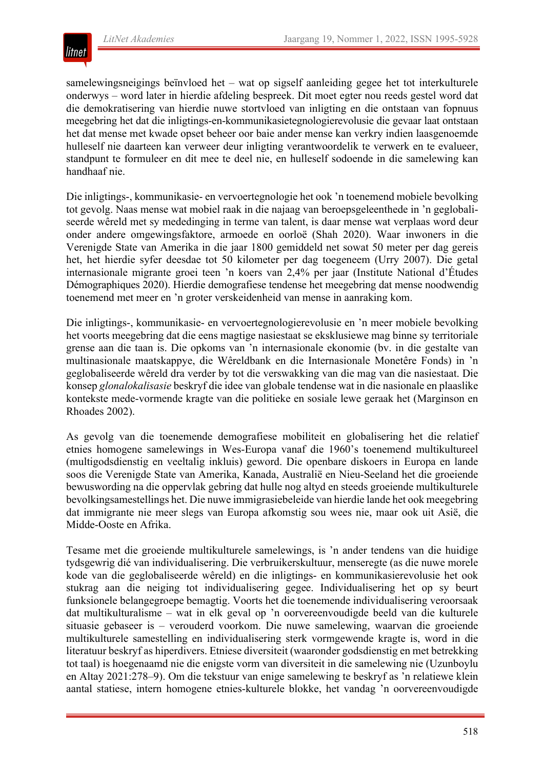samelewingsneigings beïnvloed het – wat op sigself aanleiding gegee het tot interkulturele onderwys – word later in hierdie afdeling bespreek. Dit moet egter nou reeds gestel word dat die demokratisering van hierdie nuwe stortvloed van inligting en die ontstaan van fopnuus meegebring het dat die inligtings-en-kommunikasietegnologierevolusie die gevaar laat ontstaan het dat mense met kwade opset beheer oor baie ander mense kan verkry indien laasgenoemde hulleself nie daarteen kan verweer deur inligting verantwoordelik te verwerk en te evalueer, standpunt te formuleer en dit mee te deel nie, en hulleself sodoende in die samelewing kan handhaaf nie.

Die inligtings-, kommunikasie- en vervoertegnologie het ook ’n toenemend mobiele bevolking tot gevolg. Naas mense wat mobiel raak in die najaag van beroepsgeleenthede in ’n geglobaliseerde wêreld met sy mededinging in terme van talent, is daar mense wat verplaas word deur onder andere omgewingsfaktore, armoede en oorloë (Shah 2020). Waar inwoners in die Verenigde State van Amerika in die jaar 1800 gemiddeld net sowat 50 meter per dag gereis het, het hierdie syfer deesdae tot 50 kilometer per dag toegeneem (Urry 2007). Die getal internasionale migrante groei teen ’n koers van 2,4% per jaar (Institute National d’Études Démographiques 2020). Hierdie demografiese tendense het meegebring dat mense noodwendig toenemend met meer en ’n groter verskeidenheid van mense in aanraking kom.

Die inligtings-, kommunikasie- en vervoertegnologierevolusie en ’n meer mobiele bevolking het voorts meegebring dat die eens magtige nasiestaat se eksklusiewe mag binne sy territoriale grense aan die taan is. Die opkoms van ’n internasionale ekonomie (bv. in die gestalte van multinasionale maatskappye, die Wêreldbank en die Internasionale Monetêre Fonds) in ’n geglobaliseerde wêreld dra verder by tot die verswakking van die mag van die nasiestaat. Die konsep *glonalokalisasie* beskryf die idee van globale tendense wat in die nasionale en plaaslike kontekste mede-vormende kragte van die politieke en sosiale lewe geraak het (Marginson en Rhoades 2002).

As gevolg van die toenemende demografiese mobiliteit en globalisering het die relatief etnies homogene samelewings in Wes-Europa vanaf die 1960’s toenemend multikultureel (multigodsdienstig en veeltalig inkluis) geword. Die openbare diskoers in Europa en lande soos die Verenigde State van Amerika, Kanada, Australië en Nieu-Seeland het die groeiende bewuswording na die oppervlak gebring dat hulle nog altyd en steeds groeiende multikulturele bevolkingsamestellings het. Die nuwe immigrasiebeleide van hierdie lande het ook meegebring dat immigrante nie meer slegs van Europa afkomstig sou wees nie, maar ook uit Asië, die Midde-Ooste en Afrika.

Tesame met die groeiende multikulturele samelewings, is ’n ander tendens van die huidige tydsgewrig dié van individualisering. Die verbruikerskultuur, menseregte (as die nuwe morele kode van die geglobaliseerde wêreld) en die inligtings- en kommunikasierevolusie het ook stukrag aan die neiging tot individualisering gegee. Individualisering het op sy beurt funksionele belangegroepe bemagtig. Voorts het die toenemende individualisering veroorsaak dat multikulturalisme – wat in elk geval op ’n oorvereenvoudigde beeld van die kulturele situasie gebaseer is – verouderd voorkom. Die nuwe samelewing, waarvan die groeiende multikulturele samestelling en individualisering sterk vormgewende kragte is, word in die literatuur beskryf as hiperdivers. Etniese diversiteit (waaronder godsdienstig en met betrekking tot taal) is hoegenaamd nie die enigste vorm van diversiteit in die samelewing nie (Uzunboylu en Altay 2021:278–9). Om die tekstuur van enige samelewing te beskryf as ’n relatiewe klein aantal statiese, intern homogene etnies-kulturele blokke, het vandag ’n oorvereenvoudigde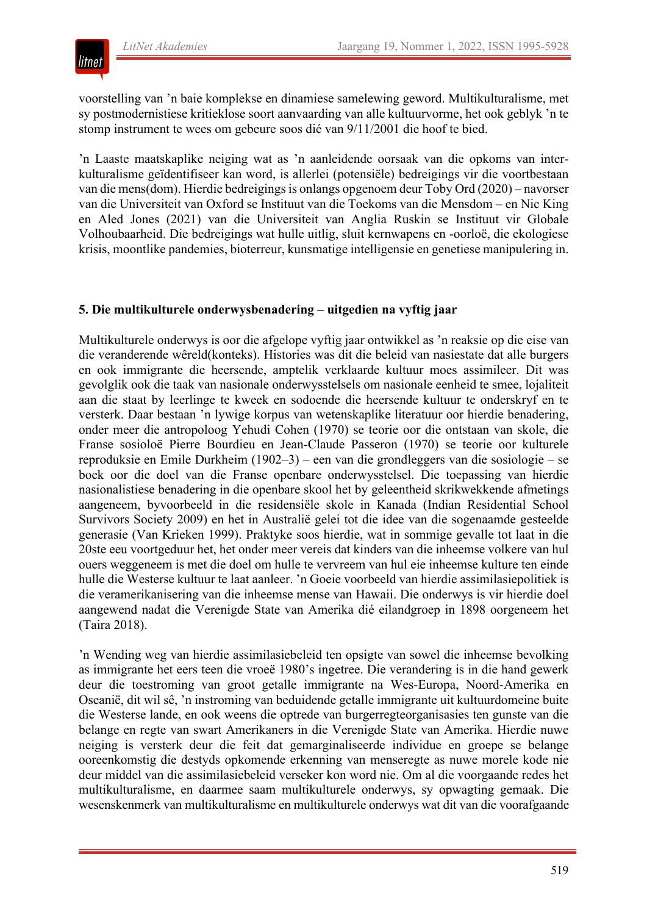voorstelling van 'n baie komplekse en dinamiese samelewing geword. Multikulturalisme, met sy postmodernistiese kritieklose soort aanvaarding van alle kultuurvorme, het ook geblyk 'n te stomp instrument te wees om gebeure soos dié van 9/11/2001 die hoof te bied.

'n Laaste maatskaplike neiging wat as 'n aanleidende oorsaak van die opkoms van interkulturalisme geïdentifiseer kan word, is allerlei (potensiële) bedreigings vir die voortbestaan van die mens(dom). Hierdie bedreigings is onlangs opgenoem deur Toby Ord (2020) – navorser van die Universiteit van Oxford se Instituut van die Toekoms van die Mensdom – en Nic King en Aled Jones (2021) van die Universiteit van Anglia Ruskin se Instituut vir Globale Volhoubaarheid. Die bedreigings wat hulle uitlig, sluit kernwapens en -oorloë, die ekologiese krisis, moontlike pandemies, bioterreur, kunsmatige intelligensie en genetiese manipulering in.

## 5. Die multikulturele onderwysbenadering – uitgedien na vyftig jaar

Multikulturele onderwys is oor die afgelope vyftig jaar ontwikkel as 'n reaksie op die eise van die veranderende wêreld(konteks). Histories was dit die beleid van nasiestate dat alle burgers en ook immigrante die heersende, amptelik verklaarde kultuur moes assimileer. Dit was gevolglik ook die taak van nasionale onderwysstelsels om nasionale eenheid te smee, lojaliteit aan die staat by leerlinge te kweek en sodoende die heersende kultuur te onderskryf en te versterk. Daar bestaan 'n lywige korpus van wetenskaplike literatuur oor hierdie benadering, onder meer die antropoloog Yehudi Cohen (1970) se teorie oor die ontstaan van skole, die Franse sosioloë Pierre Bourdieu en Jean-Claude Passeron (1970) se teorie oor kulturele reproduksie en Emile Durkheim (1902–3) – een van die grondleggers van die sosiologie – se boek oor die doel van die Franse openbare onderwysstelsel. Die toepassing van hierdie nasionalistiese benadering in die openbare skool het by geleentheid skrikwekkende afmetings aangeneem, byvoorbeeld in die residensiële skole in Kanada (Indian Residential School Survivors Society 2009) en het in Australië gelei tot die idee van die sogenaamde gesteelde generasie (Van Krieken 1999). Praktyke soos hierdie, wat in sommige gevalle tot laat in die 20ste eeu voortgeduur het, het onder meer vereis dat kinders van die inheemse volkere van hul ouers weggeneem is met die doel om hulle te vervreem van hul eie inheemse kulture ten einde hulle die Westerse kultuur te laat aanleer. 'n Goeie voorbeeld van hierdie assimilasiepolitiek is die veramerikanisering van die inheemse mense van Hawaii. Die onderwys is vir hierdie doel aangewend nadat die Verenigde State van Amerika dié eilandgroep in 1898 oorgeneem het (Taira 2018).

'n Wending weg van hierdie assimilasiebeleid ten opsigte van sowel die inheemse bevolking as immigrante het eers teen die vroeë 1980's ingetree. Die verandering is in die hand gewerk deur die toestroming van groot getalle immigrante na Wes-Europa, Noord-Amerika en Oseanië, dit wil sê, 'n instroming van beduidende getalle immigrante uit kultuurdomeine buite die Westerse lande, en ook weens die optrede van burgerregteorganisasies ten gunste van die belange en regte van swart Amerikaners in die Verenigde State van Amerika. Hierdie nuwe neiging is versterk deur die feit dat gemarginaliseerde individue en groepe se belange ooreenkomstig die destyds opkomende erkenning van menseregte as nuwe morele kode nie deur middel van die assimilasiebeleid verseker kon word nie. Om al die voorgaande redes het multikulturalisme, en daarmee saam multikulturele onderwys, sy opwagting gemaak. Die wesenskenmerk van multikulturalisme en multikulturele onderwys wat dit van die voorafgaande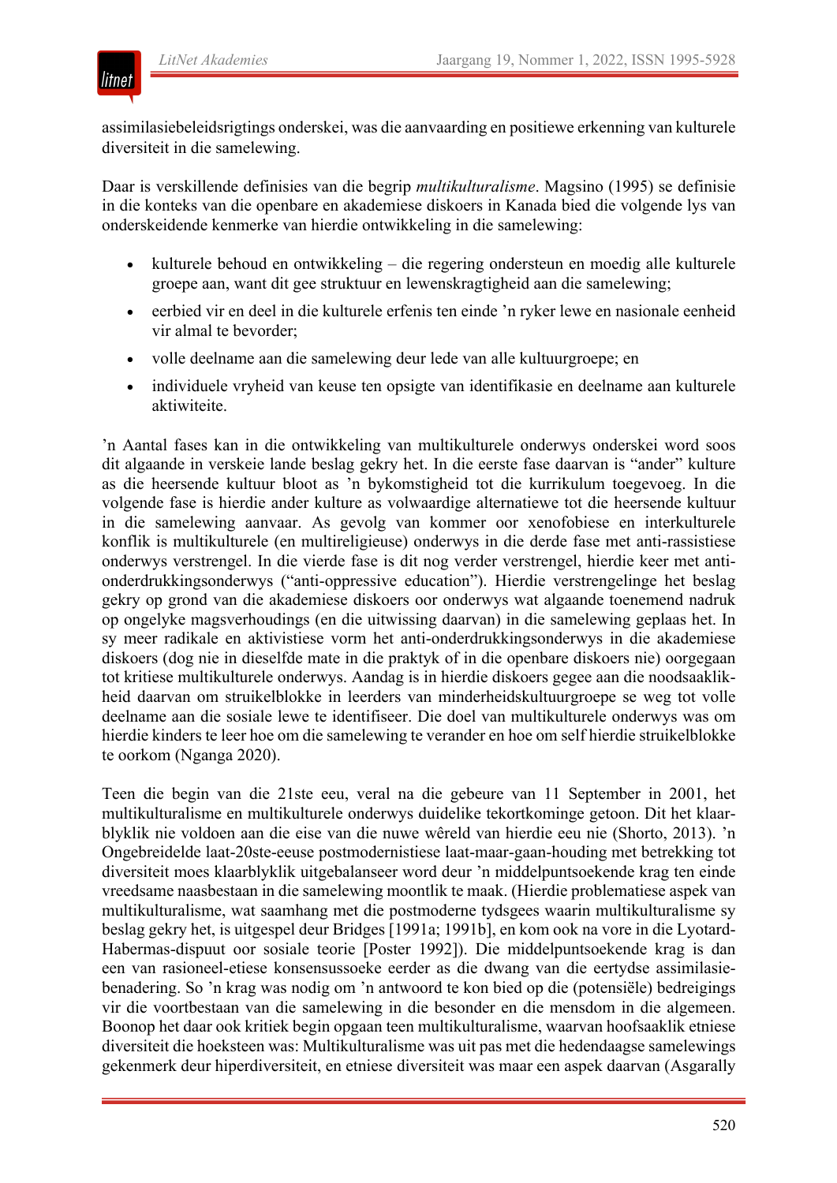assimilasiebeleidsrigtings onderskei, was die aanvaarding en positiewe erkenning van kulturele diversiteit in die samelewing.

Daar is verskillende definisies van die begrip *multikulturalisme*. Magsino (1995) se definisie in die konteks van die openbare en akademiese diskoers in Kanada bied die volgende lys van onderskeidende kenmerke van hierdie ontwikkeling in die samelewing:

- kulturele behoud en ontwikkeling – die regering ondersteun en moedig alle kulturele groepe aan, want dit gee struktuur en lewenskragtigheid aan die samelewing;
- eerbied vir en deel in die kulturele erfenis ten einde 'n ryker lewe en nasionale eenheid vir almal te bevorder;
- volle deelname aan die samelewing deur lede van alle kultuurgroepe; en
- individuele vryheid van keuse ten opsigte van identifikasie en deelname aan kulturele aktiwiteite.

'n Aantal fases kan in die ontwikkeling van multikulturele onderwys onderskei word soos dit algaande in verskeie lande beslag gekry het. In die eerste fase daarvan is "ander" kulture as die heersende kultuur bloot as 'n bykomstigheid tot die kurrikulum toegevoeg. In die volgende fase is hierdie ander kulture as volwaardige alternatiewe tot die heersende kultuur in die samelewing aanvaar. As gevolg van kommer oor xenofobiese en interkulturele konflik is multikulturele (en multireligieuse) onderwys in die derde fase met anti-rassistiese onderwys verstrengel. In die vierde fase is dit nog verder verstrengel, hierdie keer met anti-onderdrukkingsonderwys ("anti-oppressive education"). Hierdie verstrengelinge het beslag gekry op grond van die akademiese diskoers oor onderwys wat algaande toenemend nadruk op ongelyke magsverhoudings (en die uitwissing daarvan) in die samelewing geplaas het. In sy meer radikale en aktivistiese vorm het anti-onderdrukkingsonderwys in die akademiese diskoers (dog nie in dieselfde mate in die praktyk of in die openbare diskoers nie) oorgegaan tot kritiese multikulturele onderwys. Aandag is in hierdie diskoers gegee aan die noodsaaklikheid daarvan om struikelblokke in leerders van minderheidskultuurgroepe se weg tot volle deelname aan die sosiale lewe te identifiseer. Die doel van multikulturele onderwys was om hierdie kinders te leer hoe om die samelewing te verander en hoe om self hierdie struikelblokke te oorkom (Nganga 2020).

Teen die begin van die 21ste eeu, veral na die gebeure van 11 September in 2001, het multikulturalisme en multikulturele onderwys duidelike tekortkominge getoon. Dit het klaarblyklik nie voldoen aan die eise van die nuwe wêreld van hierdie eeu nie (Shorto, 2013). 'n Ongebreidelde laat-20ste-eeuse postmodernistiese laat-maar-gaan-houding met betrekking tot diversiteit moes klaarblyklik uitgebalanseer word deur 'n middelpuntsoekende krag ten einde vreedsame naasbestaan in die samelewing moontlik te maak. (Hierdie problematiese aspek van multikulturalisme, wat saamhang met die postmoderne tydsgees waarin multikulturalisme sy beslag gekry het, is uitgespel deur Bridges [1991a; 1991b], en kom ook na vore in die Lyotard-Habermas-dispuut oor sosiale teorie [Poster 1992]). Die middelpuntsoekende krag is dan een van rasioneel-etiese konsensussoeke eerder as die dwang van die eertydse assimilasiebenadering. So 'n krag was nodig om 'n antwoord te kon bied op die (potensiële) bedreigings vir die voortbestaan van die samelewing in die besonder en die mensdom in die algemeen. Boonop het daar ook kritiek begin opgaan teen multikulturalisme, waarvan hoofsaaklik etniese diversiteit die hoeksteen was: Multikulturalisme was uit pas met die hedendaagse samelewings gekenmerk deur hiperdiversiteit, en etniese diversiteit was maar een aspek daarvan (Asgarally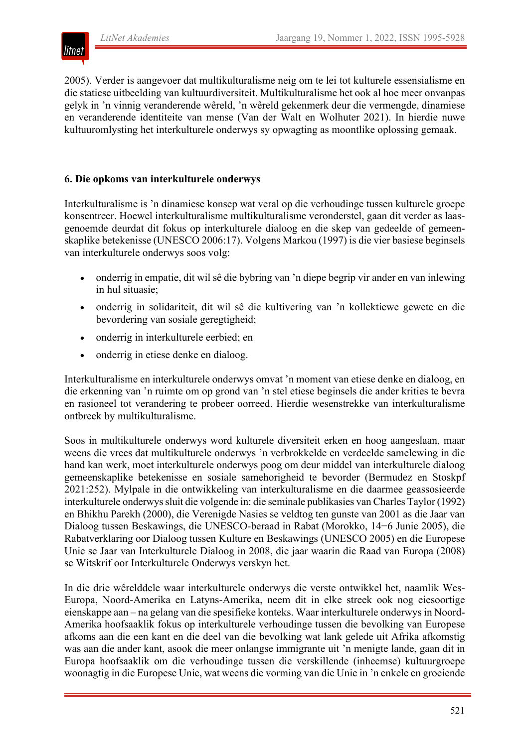2005). Verder is aangevoer dat multikulturalisme neig om te lei tot kulturele essensialisme en die statiese uitbeelding van kultuurdiversiteit. Multikulturalisme het ook al hoe meer onvanpas gelyk in 'n vinnig veranderende wêreld, 'n wêreld gekenmerk deur die vermengde, dinamiese en veranderende identiteite van mense (Van der Walt en Wolhuter 2021). In hierdie nuwe kultuuromlysting het interkulturele onderwys sy opwagting as moontlike oplossing gemaak.

### 6. Die opkoms van interkulturele onderwys

Interkulturalisme is 'n dinamiese konsep wat veral op die verhoudinge tussen kulturele groepe konsentreer. Hoewel interkulturalisme multikulturalisme veronderstel, gaan dit verder as laasgenoemde deurdat dit fokus op interkulturele dialoog en die skep van gedeelde of gemeenskaplike betekenisse (UNESCO 2006:17). Volgens Markou (1997) is die vier basiese beginsels van interkulturele onderwys soos volg:

- onderrig in empatie, dit wil sê die bybring van 'n diepe begrip vir ander en van inlewing in hul situasie;
- onderrig in solidariteit, dit wil sê die kultivering van 'n kollektiewe gewete en die bevordering van sosiale geregtigheid;
- onderrig in interkulturele eerbied; en
- onderrig in etiese denke en dialoog.

Interkulturalisme en interkulturele onderwys omvat 'n moment van etiese denke en dialoog, en die erkenning van 'n ruimte om op grond van 'n stel etiese beginsels die ander krities te bevra en rasioneel tot verandering te probeer oorreed. Hierdie wesenstrekke van interkulturalisme ontbreek by multikulturalisme.

Soos in multikulturele onderwys word kulturele diversiteit erken en hoog aangeslaan, maar weens die vrees dat multikulturele onderwys 'n verbrokkelde en verdeelde samelewing in die hand kan werk, moet interkulturele onderwys poog om deur middel van interkulturele dialoog gemeenskaplike betekenisse en sosiale samehorigheid te bevorder (Bermudez en Stoskpf 2021:252). Mylpale in die ontwikkeling van interkulturalisme en die daarmee geassosieerde interkulturele onderwys sluit die volgende in: die seminale publikasies van Charles Taylor (1992) en Bhikhu Parekh (2000), die Verenigde Nasies se veldtog ten gunste van 2001 as die Jaar van Dialoog tussen Beskawings, die UNESCO-beraad in Rabat (Morokko, 14−6 Junie 2005), die Rabatverklaring oor Dialoog tussen Kulture en Beskawings (UNESCO 2005) en die Europese Unie se Jaar van Interkulturele Dialoog in 2008, die jaar waarin die Raad van Europa (2008) se Witskrif oor Interkulturele Onderwys verskyn het.

In die drie wêrelddele waar interkulturele onderwys die verste ontwikkel het, naamlik Wes-Europa, Noord-Amerika en Latyns-Amerika, neem dit in elke streek ook nog eiesoortige eienskappe aan – na gelang van die spesifieke konteks. Waar interkulturele onderwys in Noord-Amerika hoofsaaklik fokus op interkulturele verhoudinge tussen die bevolking van Europese afkoms aan die een kant en die deel van die bevolking wat lank gelede uit Afrika afkomstig was aan die ander kant, asook die meer onlangse immigrante uit 'n menigte lande, gaan dit in Europa hoofsaaklik om die verhoudinge tussen die verskillende (inheemse) kultuurgroepe woonagtig in die Europese Unie, wat weens die vorming van die Unie in 'n enkele en groeiende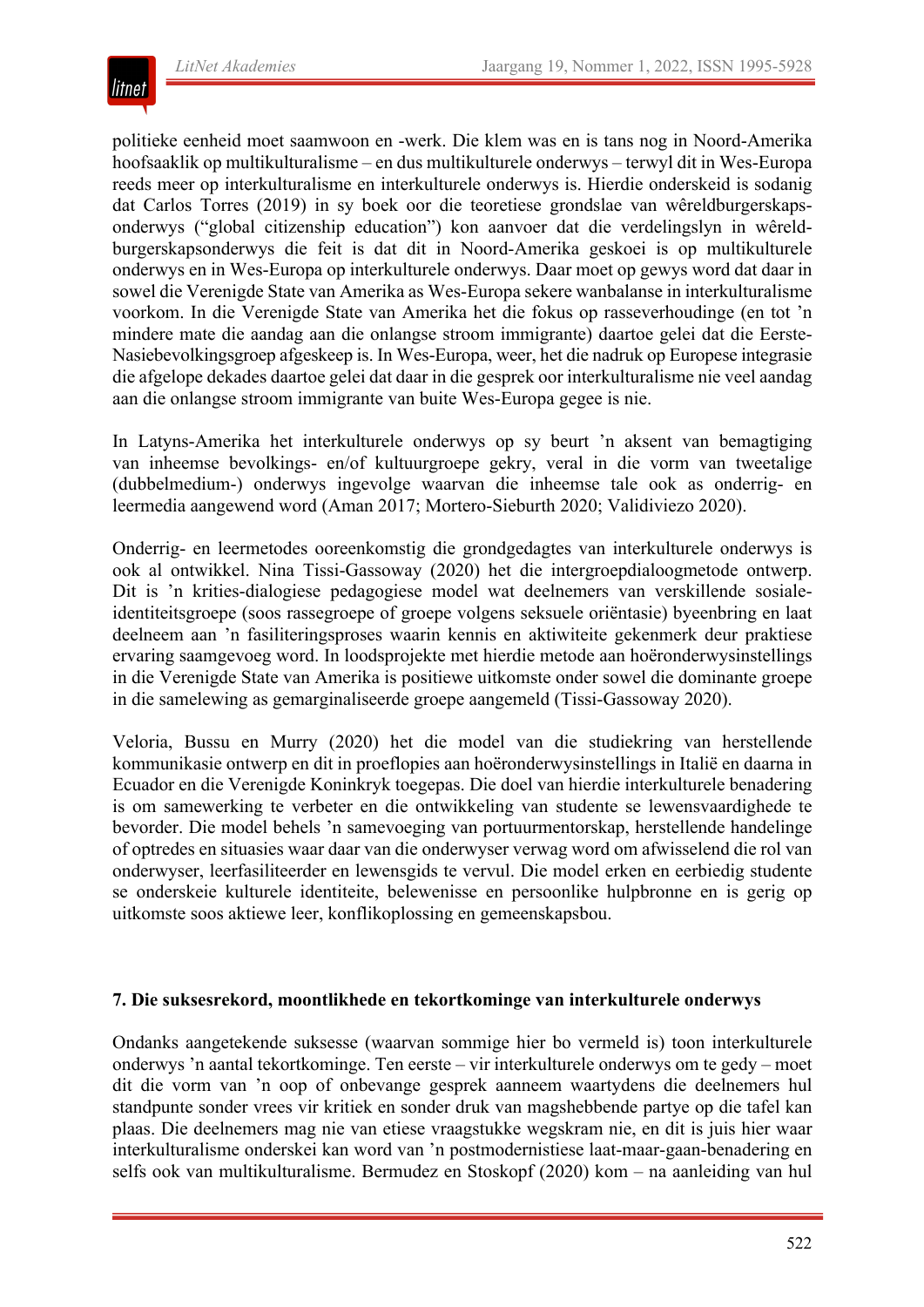politieke eenheid moet saamwoon en -werk. Die klem was en is tans nog in Noord-Amerika hoofsaaklik op multikulturalisme – en dus multikulturele onderwys – terwyl dit in Wes-Europa reeds meer op interkulturalisme en interkulturele onderwys is. Hierdie onderskeid is sodanig dat Carlos Torres (2019) in sy boek oor die teoretiese grondslae van wêreldburgerskaps­onderwys ("global citizenship education") kon aanvoer dat die verdelingslyn in wêreld­burgerskapsonderwys die feit is dat dit in Noord-Amerika geskoei is op multikulturele onderwys en in Wes-Europa op interkulturele onderwys. Daar moet op gewys word dat daar in sowel die Verenigde State van Amerika as Wes-Europa sekere wanbalanse in interkulturalisme voorkom. In die Verenigde State van Amerika het die fokus op rasseverhoudinge (en tot 'n mindere mate die aandag aan die onlangse stroom immigrante) daartoe gelei dat die Eerste-Nasiebevolkingsgroep afgeskeep is. In Wes-Europa, weer, het die nadruk op Europese integrasie die afgelope dekades daartoe gelei dat daar in die gesprek oor interkulturalisme nie veel aandag aan die onlangse stroom immigrante van buite Wes-Europa gegee is nie.

In Latyns-Amerika het interkulturele onderwys op sy beurt 'n aksent van bemagtiging van inheemse bevolkings- en/of kultuurgroepe gekry, veral in die vorm van tweetalige (dubbelmedium-) onderwys ingevolge waarvan die inheemse tale ook as onderrig- en leermedia aangewend word (Aman 2017; Mortero-Sieburth 2020; Validiviezo 2020).

Onderrig- en leermetodes ooreenkomstig die grondgedagtes van interkulturele onderwys is ook al ontwikkel. Nina Tissi-Gassoway (2020) het die intergroepdialoogmetode ontwerp. Dit is 'n kronies-dialogiese pedagogiese model wat deelnemers van verskillende sosiale-identiteitsgroepe (soos rassegroepe of groepe volgens seksuele oriëntasie) byeenbring en laat deelneem aan 'n fasiliteringsproses waarin kennis en aktiwiteite gekenmerk deur praktiese ervaring saamgevoeg word. In loodsprojekte met hierdie metode aan hoëronderwysinstellings in die Verenigde State van Amerika is positiewe uitkomste onder sowel die dominante groepe in die samelewing as gemarginaliseerde groepe aangemeld (Tissi-Gassoway 2020).

Veloria, Bussu en Murry (2020) het die model van die studiekring van herstellende kommunikasie ontwerp en dit in proeflopies aan hoëronderwysinstellings in Italië en daarna in Ecuador en die Verenigde Koninkryk toegepas. Die doel van hierdie interkulturele benadering is om samewerking te verbeter en die ontwikkeling van studente se lewensvaardighede te bevorder. Die model behels 'n samevoeging van portuurmentorskap, herstellende handelinge of optredes en situasies waar daar van die onderwyser verwag word om afwisselend die rol van onderwyser, leerfasiliteerder en lewensgids te vervul. Die model erken en eerbiedig studente se onderskeie kulturele identiteite, belewenisse en persoonlike hulpbronne en is gerig op uitkomste soos aktiewe leer, konflikoplossing en gemeenskapsbou.

## 7. Die suksesrekord, moontlikhede en tekortkominge van interkulturele onderwys

Ondanks aangetekende suksesse (waarvan sommige hier bo vermeld is) toon interkulturele onderwys 'n aantal tekortkominge. Ten eerste – vir interkulturele onderwys om te gedy – moet dit die vorm van 'n oop of onbevange gesprek aanneem waartydens die deelnemers hul standpunte sonder vrees vir kritiek en sonder druk van magshebbende partye op die tafel kan plaas. Die deelnemers mag nie van etiese vraagstukke wegskram nie, en dit is juis hier waar interkulturalisme onderskei kan word van 'n postmodernistiese laat-maar-gaan-benadering en selfs ook van multikulturalisme. Bermudez en Stoskopf (2020) kom – na aanleiding van hul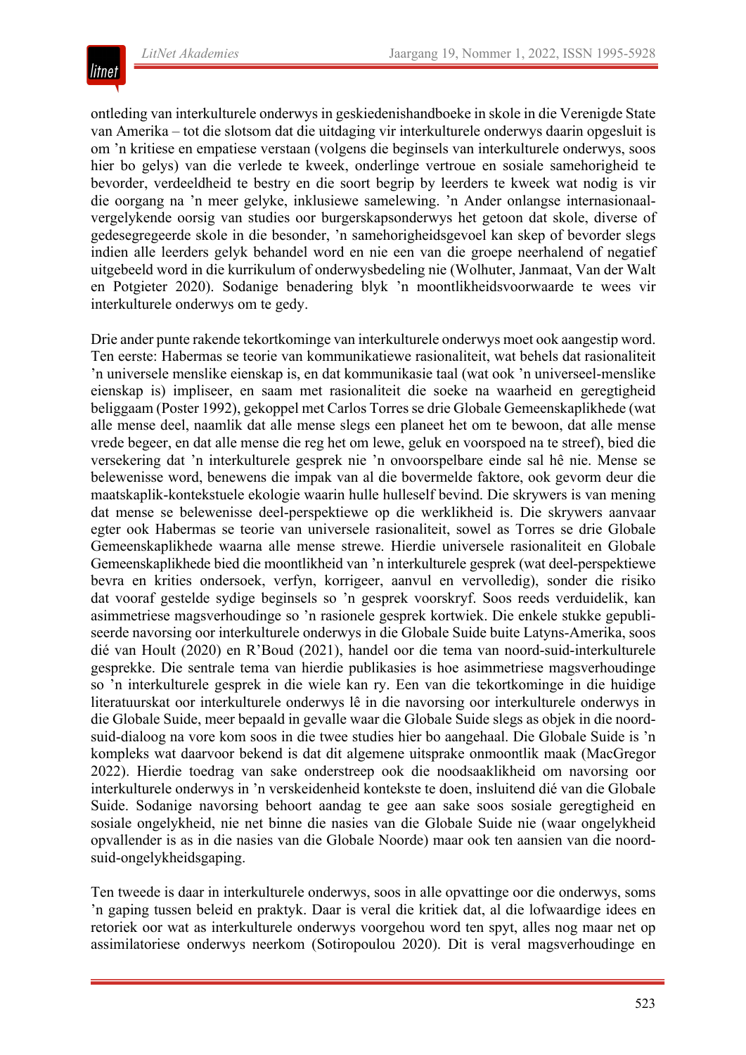ontleding van interkulturele onderwys in geskiedenishandboeke in skole in die Verenigde State van Amerika – tot die slotsom dat die uitdaging vir interkulturele onderwys daarin opgesluit is om 'n kritiese en empatiese verstaan (volgens die beginsels van interkulturele onderwys, soos hier bo gelys) van die verlede te kweek, onderlinge vertroue en sosiale samehorigheid te bevorder, verdeeldheid te bestry en die soort begrip by leerders te kweek wat nodig is vir die oorgang na 'n meer gelyke, inklusiewe samelewing. 'n Ander onlangse internasionaal-vergelykende oorsig van studies oor burgerskapsonderwys het getoon dat skole, diverse of gedesegregeerde skole in die besonder, 'n samehorigheidsgevoel kan skep of bevorder slegs indien alle leerders gelyk behandel word en nie een van die groepe neerhalend of negatief uitgebeeld word in die kurrikulum of onderwysbedeling nie (Wolhuter, Janmaat, Van der Walt en Potgieter 2020). Sodanige benadering blyk 'n moontlikheidsvoorwaarde te wees vir interkulturele onderwys om te gedy.

Drie ander punte rakende tekortkominge van interkulturele onderwys moet ook aangestip word. Ten eerste: Habermas se teorie van kommunikatiewe rasionaliteit, wat behels dat rasionaliteit 'n universele menslike eienskap is, en dat kommunikasie taal (wat ook 'n universeel-menslike eienskap is) impliseer, en saam met rasionaliteit die soeke na waarheid en geregtigheid beliggaam (Poster 1992), gekoppel met Carlos Torres se drie Globale Gemeenskaplikhede (wat alle mense deel, naamlik dat alle mense slegs een planeet het om te bewoon, dat alle mense vrede begeer, en dat alle mense die reg het om lewe, geluk en voorspoed na te streef), bied die versekering dat 'n interkulturele gesprek nie 'n onvoorspelbare einde sal hê nie. Mense se belewenisse word, benewens die impak van al die bovermelde faktore, ook gevorm deur die maatskaplik-kontekstuele ekologie waarin hulle hulleself bevind. Die skrywers is van mening dat mense se belewenisse deel-perspektiewe op die werklikheid is. Die skrywers aanvaar egter ook Habermas se teorie van universele rasionaliteit, sowel as Torres se drie Globale Gemeenskaplikhede waarna alle mense strewe. Hierdie universele rasionaliteit en Globale Gemeenskaplikhede bied die moontlikheid van 'n interkulturele gesprek (wat deel-perspektiewe bevra en krities ondersoek, verfyn, korrigeer, aanvul en vervolledig), sonder die risiko dat vooraf gestelde sydige beginsels so 'n gesprek voorskryf. Soos reeds verduidelik, kan asimmetriese magsverhoudinge so 'n rasionele gesprek kortwiek. Die enkele stukke gepubliseerde navorsing oor interkulturele onderwys in die Globale Suide buite Latyns-Amerika, soos dié van Hoult (2020) en R'Boud (2021), handel oor die tema van noord-suid-interkulturele gesprekke. Die sentrale tema van hierdie publikasies is hoe asimmetriese magsverhoudinge so 'n interkulturele gesprek in die wiele kan ry. Een van die tekortkominge in die huidige literatuurskat oor interkulturele onderwys lê in die navorsing oor interkulturele onderwys in die Globale Suide, meer bepaald in gevalle waar die Globale Suide slegs as objek in die noord-suid-dialoog na vore kom soos in die twee studies hier bo aangehaal. Die Globale Suide is 'n kompleks wat daarvoor bekend is dat dit algemene uitsprake onmoontlik maak (MacGregor 2022). Hierdie toedrag van sake onderstreep ook die noodsaaklikheid om navorsing oor interkulturele onderwys in 'n verskeidenheid kontekste te doen, insluitend dié van die Globale Suide. Sodanige navorsing behoort aandag te gee aan sake soos sosiale geregtigheid en sosiale ongelykheid, nie net binne die nasies van die Globale Suide nie (waar ongelykheid opvallender is as in die nasies van die Globale Noorde) maar ook ten aansien van die noord-suid-ongelykheidsgaping.

Ten tweede is daar in interkulturele onderwys, soos in alle opvattinge oor die onderwys, soms 'n gaping tussen beleid en praktyk. Daar is veral die kritiek dat, al die lofwaardige idees en retoriek oor wat as interkulturele onderwys voorgehou word ten spyt, alles nog maar net op assimilatoriese onderwys neerkom (Sotiropoulou 2020). Dit is veral magsverhoudinge en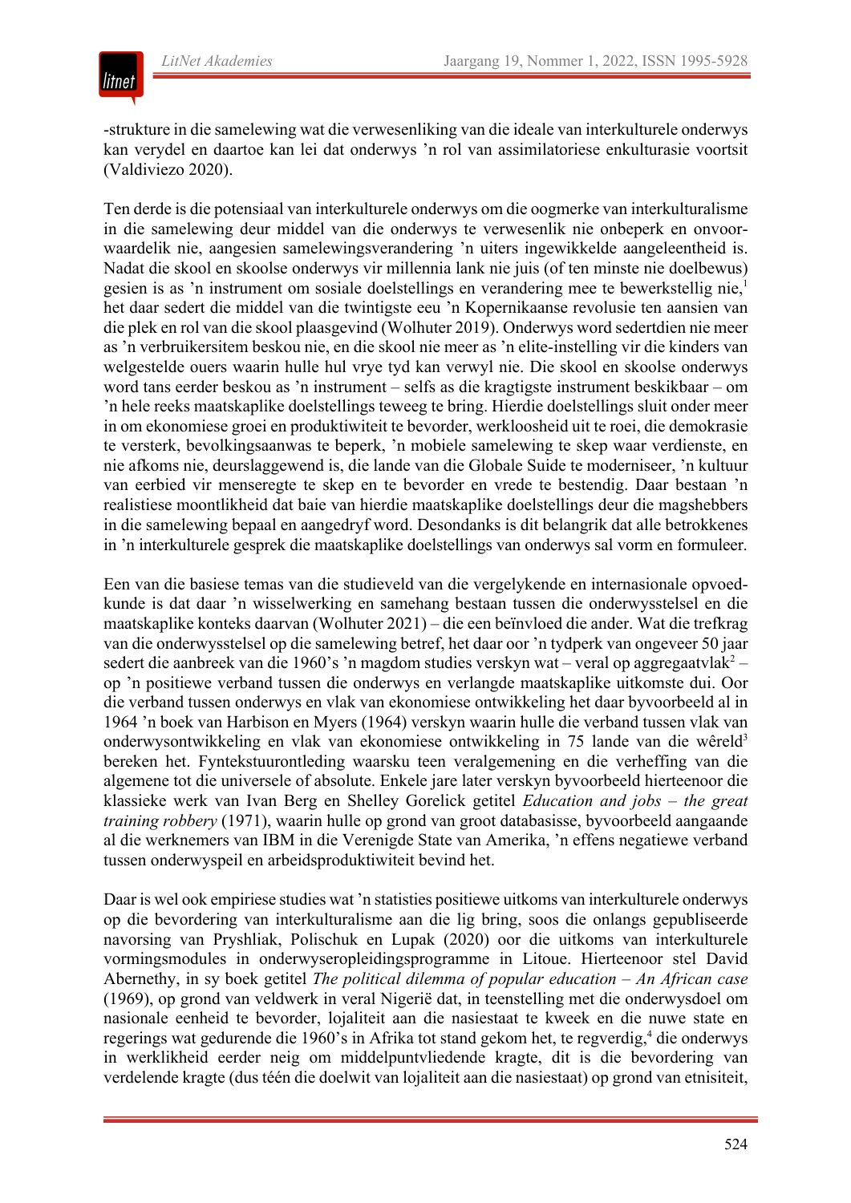-strukture in die samelewing wat die verwesenliking van die ideale van interkulturele onderwys kan verydel en daartoe kan lei dat onderwys 'n rol van assimilatoriese enkulturasie voortsit (Valdiviezo 2020).

Ten derde is die potensiaal van interkulturele onderwys om die oogmerke van interkulturalisme in die samelewing deur middel van die onderwys te verwesenlik nie onbeperk en onvoorwaardelik nie, aangesien samelewingsverandering 'n uiters ingewikkelde aangeleentheid is. Nadat die skool en skoolse onderwys vir millennia lank nie juis (of ten minste nie doelbewus) gesien is as 'n instrument om sosiale doelstellings en verandering mee te bewerkstellig nie,[1] het daar sedert die middel van die twintigste eeu 'n Kopernikaanse revolusie ten aansien van die plek en rol van die skool plaasgevind (Wolhuter 2019). Onderwys word sedertdien nie meer as 'n verbruikersitem beskou nie, en die skool nie meer as 'n elite-instelling vir die kinders van welgestelde ouers waarin hulle hul vrye tyd kan verwyl nie. Die skool en skoolse onderwys word tans eerder beskou as 'n instrument – selfs as die kragtigste instrument beskikbaar – om 'n hele reeks maatskaplike doelstellings teweeg te bring. Hierdie doelstellings sluit onder meer in om ekonomiese groei en produktiwiteit te bevorder, werkloosheid uit te roei, die demokrasie te versterk, bevolkingsaanwas te beperk, 'n mobiele samelewing te skep waar verdienste, en nie afkoms nie, deurslaggewend is, die lande van die Globale Suide te moderniseer, 'n kultuur van eerbied vir menseregte te skep en te bevorder en vrede te bestendig. Daar bestaan 'n realistiese moontlikheid dat baie van hierdie maatskaplike doelstellings deur die magshebbers in die samelewing bepaal en aangedryf word. Desondanks is dit belangrik dat alle betrokkenes in 'n interkulturele gesprek die maatskaplike doelstellings van onderwys sal vorm en formuleer.

Een van die basiese temas van die studieveld van die vergelykende en internasionale opvoedkunde is dat daar 'n wisselwerking en samehang bestaan tussen die onderwysstelsel en die maatskaplike konteks daarvan (Wolhuter 2021) – die een beïnvloed die ander. Wat die trefkrag van die onderwysstelsel op die samelewing betref, het daar oor 'n tydperk van ongeveer 50 jaar sedert die aanbreek van die 1960's 'n magdom studies verskyn wat – veral op aggregaatvlak[2] – op 'n positiewe verband tussen die onderwys en verlangde maatskaplike uitkomste dui. Oor die verband tussen onderwys en vlak van ekonomiese ontwikkeling het daar byvoorbeeld al in 1964 'n boek van Harbison en Myers (1964) verskyn waarin hulle die verband tussen vlak van onderwysontwikkeling en vlak van ekonomiese ontwikkeling in 75 lande van die wêreld[3] bereken het. Fyntekstuurontleding waarsku teen veralgemening en die verheffing van die algemene tot die universele of absolute. Enkele jare later verskyn byvoorbeeld hierteenoor die klassieke werk van Ivan Berg en Shelley Gorelick getitel *Education and jobs – the great training robbery* (1971), waarin hulle op grond van groot databasisse, byvoorbeeld aangaande al die werknemers van IBM in die Verenigde State van Amerika, 'n effens negatiewe verband tussen onderwyspeil en arbeidsproduktiwiteit bevind het.

Daar is wel ook empiriese studies wat 'n statisties positiewe uitkoms van interkulturele onderwys op die bevordering van interkulturalisme aan die lig bring, soos die onlangs gepubliseerde navorsing van Pryshliak, Polischuk en Lupak (2020) oor die uitkoms van interkulturele vormingsmodules in onderwyseropleidingsprogramme in Litoue. Hierteenoor stel David Abernethy, in sy boek getitel *The political dilemma of popular education – An African case* (1969), op grond van veldwerk in veral Nigerië dat, in teenstelling met die onderwysdoel om nasionale eenheid te bevorder, lojaliteit aan die nasiestaat te kweek en die nuwe state en regerings wat gedurende die 1960's in Afrika tot stand gekom het, te regverdig,[4] die onderwys in werklikheid eerder neig om middelpuntvliedende kragte, dit is die bevordering van verdelende kragte (dus téén die doelwit van lojaliteit aan die nasiestaat) op grond van etnisiteit,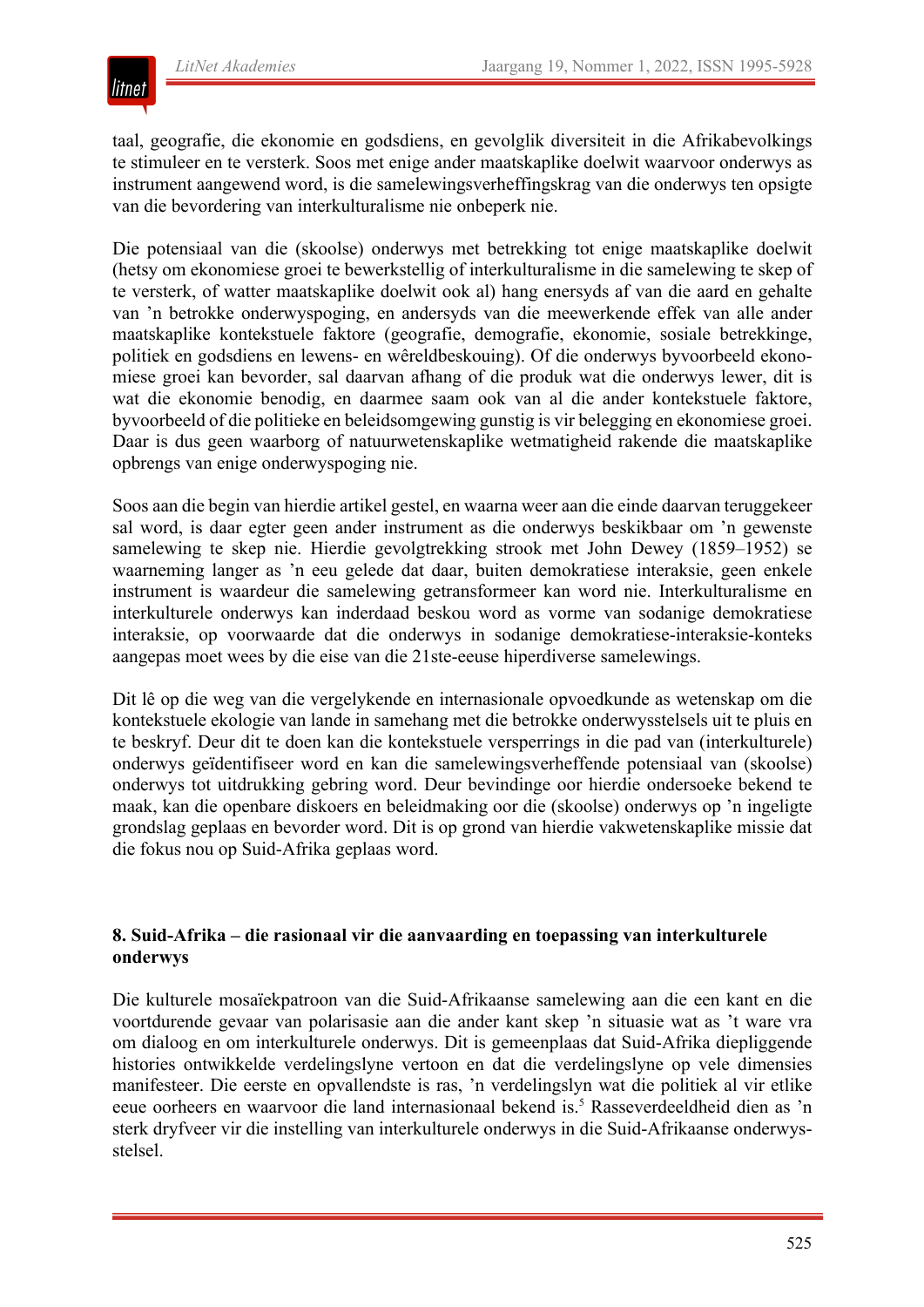taal, geografie, die ekonomie en godsdiens, en gevolglik diversiteit in die Afrikabevolkings te stimuleer en te versterk. Soos met enige ander maatskaplike doelwit waarvoor onderwys as instrument aangewend word, is die samelewingsverheffingskrag van die onderwys ten opsigte van die bevordering van interkulturalisme nie onbeperk nie.

Die potensiaal van die (skoolse) onderwys met betrekking tot enige maatskaplike doelwit (hetsy om ekonomiese groei te bewerkstellig of interkulturalisme in die samelewing te skep of te versterk, of watter maatskaplike doelwit ook al) hang enersyds af van die aard en gehalte van 'n betrokke onderwyspoging, en andersyds van die meewerkende effek van alle ander maatskaplike kontekstuele faktore (geografie, demografie, ekonomie, sosiale betrekkinge, politiek en godsdiens en lewens- en wêreldbeskouing). Of die onderwys byvoorbeeld ekonomiese groei kan bevorder, sal daarvan afhang of die produk wat die onderwys lewer, dit is wat die ekonomie benodig, en daarmee saam ook van al die ander kontekstuele faktore, byvoorbeeld of die politieke en beleidsomgewing gunstig is vir belegging en ekonomiese groei. Daar is dus geen waarborg of natuurwetenskaplike wetmatigheid rakende die maatskaplike opbrengs van enige onderwyspoging nie.

Soos aan die begin van hierdie artikel gestel, en waarna weer aan die einde daarvan teruggekeer sal word, is daar egter geen ander instrument as die onderwys beskikbaar om 'n gewenste samelewing te skep nie. Hierdie gevolgtrekking strook met John Dewey (1859–1952) se waarneming langer as 'n eeu gelede dat daar, buiten demokratiese interaksie, geen enkele instrument is waardeur die samelewing getransformeer kan word nie. Interkulturalisme en interkulturele onderwys kan inderdaad beskou word as vorme van sodanige demokratiese interaksie, op voorwaarde dat die onderwys in sodanige demokratiese-interaksie-konteks aangepas moet wees by die eise van die 21ste-eeuse hiperdiverse samelewings.

Dit lê op die weg van die vergelykende en internasionale opvoedkunde as wetenskap om die kontekstuele ekologie van lande in samehang met die betrokke onderwysstelsels uit te pluis en te beskryf. Deur dit te doen kan die kontekstuele versperrings in die pad van (interkulturele) onderwys geïdentifiseer word en kan die samelewingsverheffende potensiaal van (skoolse) onderwys tot uitdrukking gebring word. Deur bevindinge oor hierdie ondersoeke bekend te maak, kan die openbare diskoers en beleidmaking oor die (skoolse) onderwys op 'n ingeligte grondslag geplaas en bevorder word. Dit is op grond van hierdie vakwetenskaplike missie dat die fokus nou op Suid-Afrika geplaas word.

## 8. Suid-Afrika – die rasionaal vir die aanvaarding en toepassing van interkulturele onderwys

Die kulturele mosaïekpatroon van die Suid-Afrikaanse samelewing aan die een kant en die voortdurende gevaar van polarisasie aan die ander kant skep 'n situasie wat as 't ware vra om dialoog en om interkulturele onderwys. Dit is gemeenplaas dat Suid-Afrika diepliggende histories ontwikkelde verdelingslyne vertoon en dat die verdelingslyne op vele dimensies manifesteer. Die eerste en opvallendste is ras, 'n verdelingslyn wat die politiek al vir etlike eeue oorheers en waarvoor die land internasionaal bekend is.[5] Rasseverdeeldheid dien as 'n sterk dryfveer vir die instelling van interkulturele onderwys in die Suid-Afrikaanse onderwysstelsel.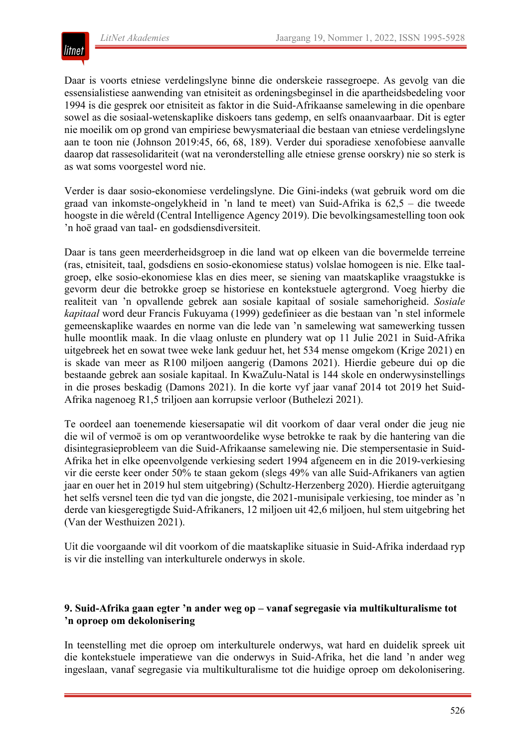Daar is voorts etniese verdelingslyne binne die onderskeie rassegroepe. As gevolg van die essensialistiese aanwending van etnisiteit as ordeningsbeginsel in die apartheidsbedeling voor 1994 is die gesprek oor etnisiteit as faktor in die Suid-Afrikaanse samelewing in die openbare sowel as die sosiaal-wetenskaplike diskoers tans gedemp, en selfs onaanvaarbaar. Dit is egter nie moeilik om op grond van empiriese bewysmateriaal die bestaan van etniese verdelingslyne aan te toon nie (Johnson 2019:45, 66, 68, 189). Verder dui sporadiese xenofobiese aanvalle daarop dat rassesolidariteit (wat na veronderstelling alle etniese grense oorskry) nie so sterk is as wat soms voorgestel word nie.

Verder is daar sosio-ekonomiese verdelingslyne. Die Gini-indeks (wat gebruik word om die graad van inkomste-ongelykheid in ’n land te meet) van Suid-Afrika is 62,5 – die tweede hoogste in die wêreld (Central Intelligence Agency 2019). Die bevolkingsamestelling toon ook ’n hoë graad van taal- en godsdiensdiversiteit.

Daar is tans geen meerderheidsgroep in die land wat op elkeen van die bovermelde terreine (ras, etnisiteit, taal, godsdiens en sosio-ekonomiese status) volslae homogeen is nie. Elke taalgroep, elke sosio-ekonomiese klas en dies meer, se siening van maatskaplike vraagstukke is gevorm deur die betrokke groep se historiese en kontekstuele agtergrond. Voeg hierby die realiteit van ’n opvallende gebrek aan sosiale kapitaal of sosiale samehorigheid. *Sosiale kapitaal* word deur Francis Fukuyama (1999) gedefinieer as die bestaan van ’n stel informele gemeenskaplike waardes en norme van die lede van ’n samelewing wat samewerking tussen hulle moontlik maak. In die vlaag onluste en plundery wat op 11 Julie 2021 in Suid-Afrika uitgebreek het en sowat twee weke lank geduur het, het 534 mense omgekom (Krige 2021) en is skade van meer as R100 miljoen aangerig (Damons 2021). Hierdie gebeure dui op die bestaande gebrek aan sosiale kapitaal. In KwaZulu-Natal is 144 skole en onderwysinstellings in die proses beskadig (Damons 2021). In die korte vyf jaar vanaf 2014 tot 2019 het Suid-Afrika nagenoeg R1,5 triljoen aan korrupsie verloor (Buthelezi 2021).

Te oordeel aan toenemende kiesersapatie wil dit voorkom of daar veral onder die jeug nie die wil of vermoë is om op verantwoordelike wyse betrokke te raak by die hantering van die disintegrasieprobleem van die Suid-Afrikaanse samelewing nie. Die stempersentasie in Suid-Afrika het in elke opeenvolgende verkiesing sedert 1994 afgeneem en in die 2019-verkiesing vir die eerste keer onder 50% te staan gekom (slegs 49% van alle Suid-Afrikaners van agtien jaar en ouer het in 2019 hul stem uitgebring) (Schultz-Herzenberg 2020). Hierdie agteruitgang het selfs versnel teen die tyd van die jongste, die 2021-munisipale verkiesing, toe minder as ’n derde van kiesgeregtigde Suid-Afrikaners, 12 miljoen uit 42,6 miljoen, hul stem uitgebring het (Van der Westhuizen 2021).

Uit die voorgaande wil dit voorkom of die maatskaplike situasie in Suid-Afrika inderdaad ryp is vir die instelling van interkulturele onderwys in skole.

## 9. Suid-Afrika gaan egter ’n ander weg op – vanaf segregasie via multikulturalisme tot ’n oproep om dekolonisering

In teenstelling met die oproep om interkulturele onderwys, wat hard en duidelik spreek uit die kontekstuele imperatiewe van die onderwys in Suid-Afrika, het die land ’n ander weg ingeslaan, vanaf segregasie via multikulturalisme tot die huidige oproep om dekolonisering.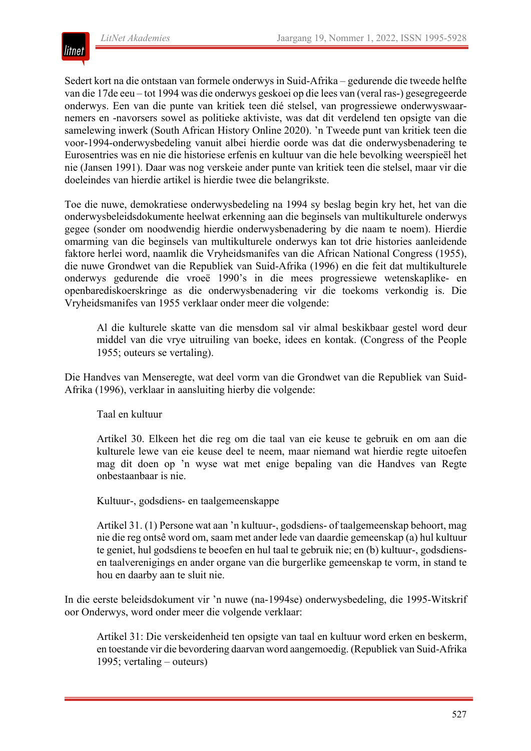Sedert kort na die ontstaan van formele onderwys in Suid-Afrika – gedurende die tweede helfte van die 17de eeu – tot 1994 was die onderwys geskoei op die lees van (veral ras-) gesegregeerde onderwys. Een van die punte van kritiek teen dié stelsel, van progressiewe onderwyswaarnemers en -navorsers sowel as politieke aktiviste, was dat dit verdelend ten opsigte van die samelewing inwerk (South African History Online 2020). ’n Tweede punt van kritiek teen die voor-1994-onderwysbedeling vanuit albei hierdie oorde was dat die onderwysbenadering te Eurosentries was en nie die historiese erfenis en kultuur van die hele bevolking weerspieël het nie (Jansen 1991). Daar was nog verskeie ander punte van kritiek teen die stelsel, maar vir die doeleindes van hierdie artikel is hierdie twee die belangrikste.

Toe die nuwe, demokratiese onderwysbedeling na 1994 sy beslag begin kry het, het van die onderwysbeleidsdokumente heelwat erkenning aan die beginsels van multikulturele onderwys gegee (sonder om noodwendig hierdie onderwysbenadering by die naam te noem). Hierdie omarming van die beginsels van multikulturele onderwys kan tot drie histories aanleidende faktore herlei word, naamlik die Vryheidsmanifes van die African National Congress (1955), die nuwe Grondwet van die Republiek van Suid-Afrika (1996) en die feit dat multikulturele onderwys gedurende die vroeë 1990’s in die mees progressiewe wetenskaplike- en openbarediskoerskringe as die onderwysbenadering vir die toekoms verkondig is. Die Vryheidsmanifes van 1955 verklaar onder meer die volgende:

> Al die kulturele skatte van die mensdom sal vir almal beskikbaar gestel word deur middel van die vrye uitruiling van boeke, idees en kontak. (Congress of the People 1955; outeurs se vertaling).

Die Handves van Menseregte, wat deel vorm van die Grondwet van die Republiek van Suid-Afrika (1996), verklaar in aansluiting hierby die volgende:

> Taal en kultuur
>
> Artikel 30. Elkeen het die reg om die taal van eie keuse te gebruik en om aan die kulturele lewe van eie keuse deel te neem, maar niemand wat hierdie regte uitoefen mag dit doen op ’n wyse wat met enige bepaling van die Handves van Regte onbestaanbaar is nie.
>
> Kultuur-, godsdiens- en taalgemeenskappe
>
> Artikel 31. (1) Persone wat aan ’n kultuur-, godsdiens- of taalgemeenskap behoort, mag nie die reg ontsê word om, saam met ander lede van daardie gemeenskap (a) hul kultuur te geniet, hul godsdiens te beoefen en hul taal te gebruik nie; en (b) kultuur-, godsdiens- en taalverenigings en ander organe van die burgerlike gemeenskap te vorm, in stand te hou en daarby aan te sluit nie.

In die eerste beleidsdokument vir ’n nuwe (na-1994se) onderwysbedeling, die 1995-Witskrif oor Onderwys, word onder meer die volgende verklaar:

> Artikel 31: Die verskeidenheid ten opsigte van taal en kultuur word erken en beskerm, en toestande vir die bevordering daarvan word aangemoedig. (Republiek van Suid-Afrika 1995; vertaling – outeurs)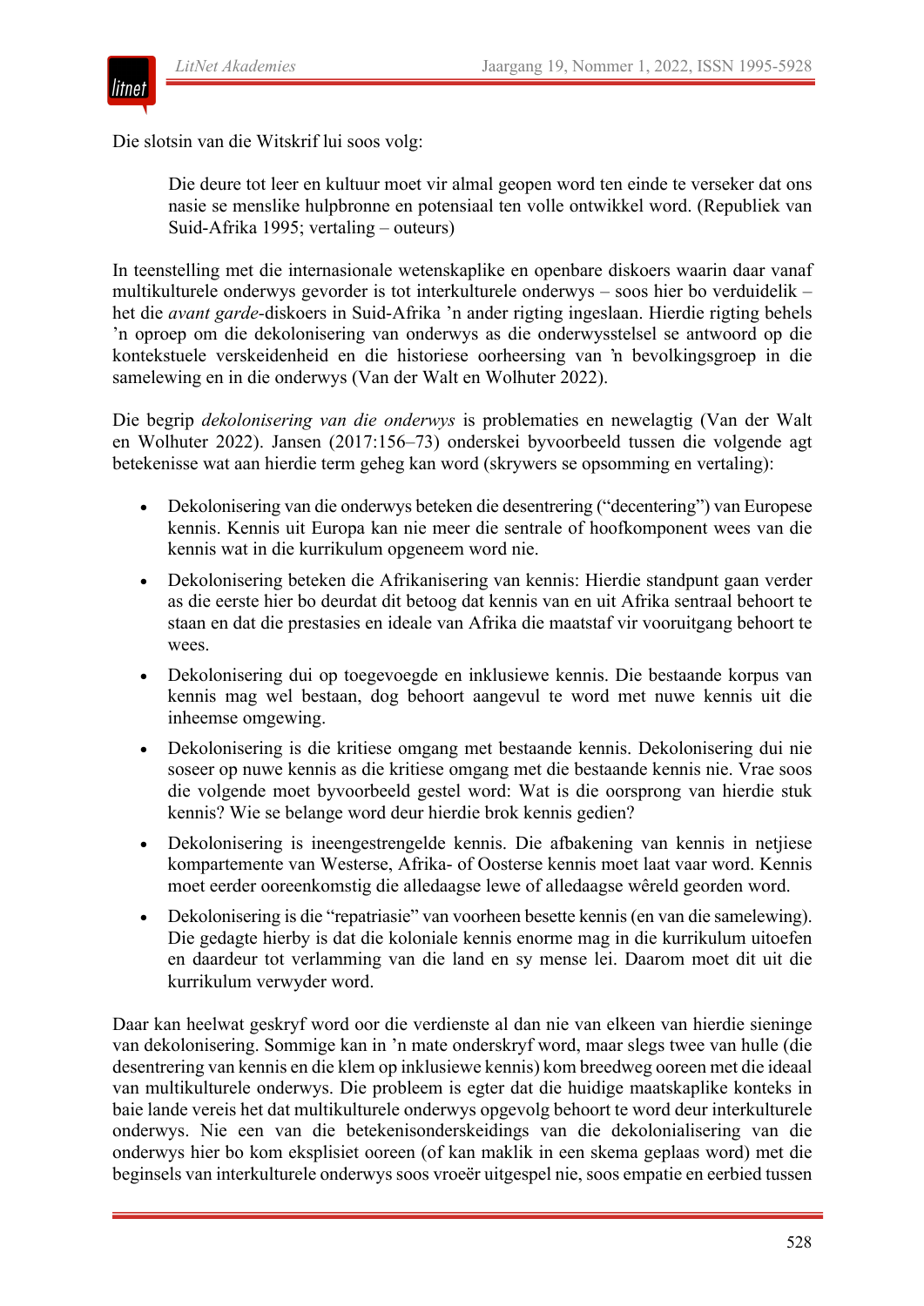Die slotsin van die Witskrif lui soos volg:

> Die deure tot leer en kultuur moet vir almal geopen word ten einde te verseker dat ons nasie se menslike hulpbronne en potensiaal ten volle ontwikkel word. (Republiek van Suid-Afrika 1995; vertaling – outeurs)

In teenstelling met die internasionale wetenskaplike en openbare diskoers waarin daar vanaf multikulturele onderwys gevorder is tot interkulturele onderwys – soos hier bo verduidelik – het die *avant garde*-diskoers in Suid-Afrika 'n ander rigting ingeslaan. Hierdie rigting behels 'n oproep om die dekolonisering van onderwys as die onderwysstelsel se antwoord op die kontekstuele verskeidenheid en die historiese oorheersing van 'n bevolkingsgroep in die samelewing en in die onderwys (Van der Walt en Wolhuter 2022).

Die begrip *dekolonisering van die onderwys* is problematies en newelagtig (Van der Walt en Wolhuter 2022). Jansen (2017:156–73) onderskei byvoorbeeld tussen die volgende agt betekenisse wat aan hierdie term geheg kan word (skrywers se opsomming en vertaling):

- Dekolonisering van die onderwys beteken die desentrering ("decentering") van Europese kennis. Kennis uit Europa kan nie meer die sentrale of hoofkomponent wees van die kennis wat in die kurrikulum opgeneem word nie.
- Dekolonisering beteken die Afrikanisering van kennis: Hierdie standpunt gaan verder as die eerste hier bo deurdat dit betoog dat kennis van en uit Afrika sentraal behoort te staan en dat die prestasies en ideale van Afrika die maatstaf vir vooruitgang behoort te wees.
- Dekolonisering dui op toegevoegde en inklusiewe kennis. Die bestaande korpus van kennis mag wel bestaan, dog behoort aangevul te word met nuwe kennis uit die inheemse omgewing.
- Dekolonisering is die kritiese omgang met bestaande kennis. Dekolonisering dui nie soseer op nuwe kennis as die kritiese omgang met die bestaande kennis nie. Vrae soos die volgende moet byvoorbeeld gestel word: Wat is die oorsprong van hierdie stuk kennis? Wie se belange word deur hierdie brok kennis gedien?
- Dekolonisering is ineengestrengelde kennis. Die afbakening van kennis in netjiese kompartemente van Westerse, Afrika- of Oosterse kennis moet laat vaar word. Kennis moet eerder ooreenkomstig die alledaagse lewe of alledaagse wêreld georden word.
- Dekolonisering is die "repatriasie" van voorheen besette kennis (en van die samelewing). Die gedagte hierby is dat die koloniale kennis enorme mag in die kurrikulum uitoefen en daardeur tot verlamming van die land en sy mense lei. Daarom moet dit uit die kurrikulum verwyder word.

Daar kan heelwat geskryf word oor die verdienste al dan nie van elkeen van hierdie sieninge van dekolonisering. Sommige kan in 'n mate onderskryf word, maar slegs twee van hulle (die desentrering van kennis en die klem op inklusiewe kennis) kom breedweg ooreen met die ideaal van multikulturele onderwys. Die probleem is egter dat die huidige maatskaplike konteks in baie lande vereis het dat multikulturele onderwys opgevolg behoort te word deur interkulturele onderwys. Nie een van die betekenisonderskeidings van die dekolonialisering van die onderwys hier bo kom eksplisiet ooreen (of kan maklik in een skema geplaas word) met die beginsels van interkulturele onderwys soos vroeër uitgespel nie, soos empatie en eerbied tussen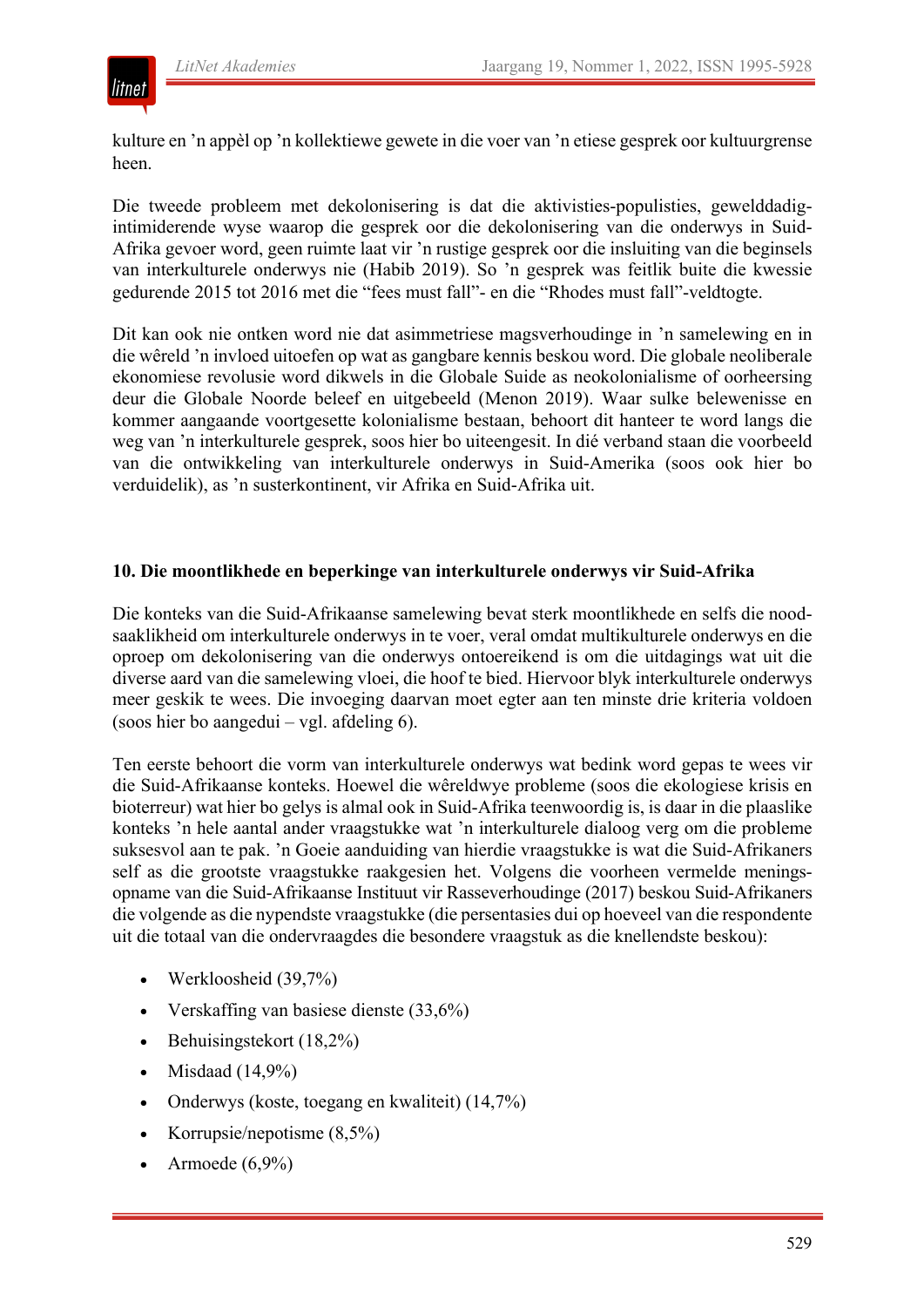kulture en ’n appèl op ’n kollektiewe gewete in die voer van ’n etiese gesprek oor kultuurgrense heen.

Die tweede probleem met dekolonisering is dat die aktivisties-populisties, gewelddadig-intimiderende wyse waarop die gesprek oor die dekolonisering van die onderwys in Suid-Afrika gevoer word, geen ruimte laat vir ’n rustige gesprek oor die insluiting van die beginsels van interkulturele onderwys nie (Habib 2019). So ’n gesprek was feitlik buite die kwessie gedurende 2015 tot 2016 met die “fees must fall”- en die “Rhodes must fall”-veldtogte.

Dit kan ook nie ontken word nie dat asimmetriese magsverhoudinge in ’n samelewing en in die wêreld ’n invloed uitoefen op wat as gangbare kennis beskou word. Die globale neoliberale ekonomiese revolusie word dikwels in die Globale Suide as neokolonialisme of oorheersing deur die Globale Noorde beleef en uitgebeeld (Menon 2019). Waar sulke belewenisse en kommer aangaande voortgesette kolonialisme bestaan, behoort dit hanteer te word langs die weg van ’n interkulturele gesprek, soos hier bo uiteengesit. In dié verband staan die voorbeeld van die ontwikkeling van interkulturele onderwys in Suid-Amerika (soos ook hier bo verduidelik), as ’n susterkontinent, vir Afrika en Suid-Afrika uit.

## 10. Die moontlikhede en beperkinge van interkulturele onderwys vir Suid-Afrika

Die konteks van die Suid-Afrikaanse samelewing bevat sterk moontlikhede en selfs die noodsaaklikheid om interkulturele onderwys in te voer, veral omdat multikulturele onderwys en die oproep om dekolonisering van die onderwys ontoereikend is om die uitdagings wat uit die diverse aard van die samelewing vloei, die hoof te bied. Hiervoor blyk interkulturele onderwys meer geskik te wees. Die invoeging daarvan moet egter aan ten minste drie kriteria voldoen (soos hier bo aangedui – vgl. afdeling 6).

Ten eerste behoort die vorm van interkulturele onderwys wat bedink word gepas te wees vir die Suid-Afrikaanse konteks. Hoewel die wêreldwye probleme (soos die ekologiese krisis en bioterreur) wat hier bo gelys is almal ook in Suid-Afrika teenwoordig is, is daar in die plaaslike konteks ’n hele aantal ander vraagstukke wat ’n interkulturele dialoog verg om die probleme suksesvol aan te pak. ’n Goeie aanduiding van hierdie vraagstukke is wat die Suid-Afrikaners self as die grootste vraagstukke raakgesien het. Volgens die voorheen vermelde meningsopname van die Suid-Afrikaanse Instituut vir Rasseverhoudinge (2017) beskou Suid-Afrikaners die volgende as die nypendste vraagstukke (die persentasies dui op hoeveel van die respondente uit die totaal van die ondervraagdes die besondere vraagstuk as die knellendste beskou):

- Werkloosheid (39,7%)
- Verskaffing van basiese dienste (33,6%)
- Behuisingstekort (18,2%)
- Misdaad (14,9%)
- Onderwys (koste, toegang en kwaliteit) (14,7%)
- Korrupsie/nepotisme (8,5%)
- Armoede (6,9%)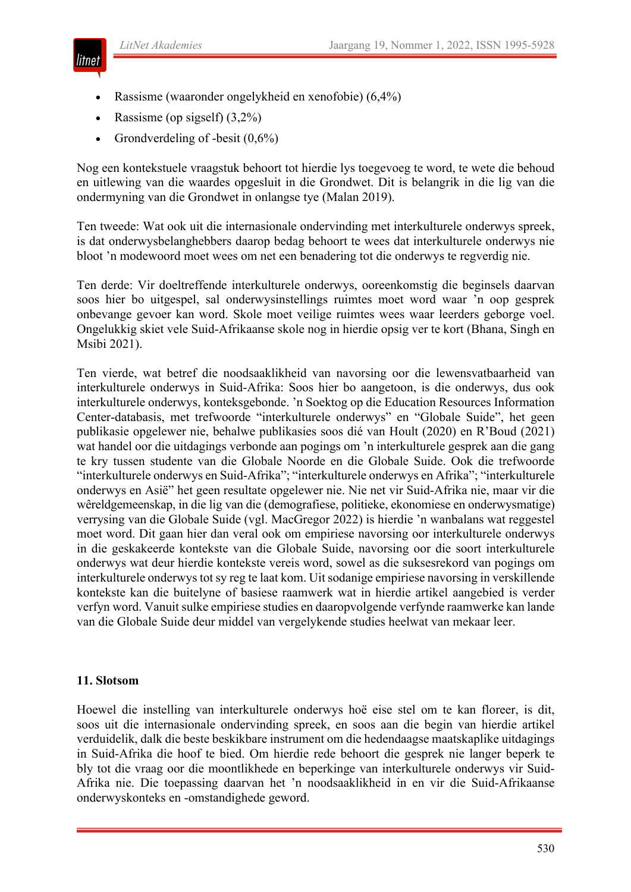- Rassisme (waaronder ongelykheid en xenofobie) (6,4%)
- Rassisme (op sigself) (3,2%)
- Grondverdeling of -besit (0,6%)

Nog een kontekstuele vraagstuk behoort tot hierdie lys toegevoeg te word, te wete die behoud en uitlewing van die waardes opgesluit in die Grondwet. Dit is belangrik in die lig van die ondermyning van die Grondwet in onlangse tye (Malan 2019).

Ten tweede: Wat ook uit die internasionale ondervinding met interkulturele onderwys spreek, is dat onderwysbelanghebbers daarop bedag behoort te wees dat interkulturele onderwys nie bloot 'n modewoord moet wees om net een benadering tot die onderwys te regverdig nie.

Ten derde: Vir doeltreffende interkulturele onderwys, ooreenkomstig die beginsels daarvan soos hier bo uitgespel, sal onderwysinstellings ruimtes moet word waar 'n oop gesprek onbevange gevoer kan word. Skole moet veilige ruimtes wees waar leerders geborge voel. Ongelukkig skiet vele Suid-Afrikaanse skole nog in hierdie opsig ver te kort (Bhana, Singh en Msibi 2021).

Ten vierde, wat betref die noodsaaklikheid van navorsing oor die lewensvatbaarheid van interkulturele onderwys in Suid-Afrika: Soos hier bo aangetoon, is die onderwys, dus ook interkulturele onderwys, konteksgebonde. 'n Soektog op die Education Resources Information Center-databasis, met trefwoorde "interkulturele onderwys" en "Globale Suide", het geen publikasie opgelewer nie, behalwe publikasies soos dié van Hoult (2020) en R'Boud (2021) wat handel oor die uitdagings verbonde aan pogings om 'n interkulturele gesprek aan die gang te kry tussen studente van die Globale Noorde en die Globale Suide. Ook die trefwoorde "interkulturele onderwys en Suid-Afrika"; "interkulturele onderwys en Afrika"; "interkulturele onderwys en Asië" het geen resultate opgelewer nie. Nie net vir Suid-Afrika nie, maar vir die wêreldgemeenskap, in die lig van die (demografiese, politieke, ekonomiese en onderwysmatige) verrysing van die Globale Suide (vgl. MacGregor 2022) is hierdie 'n wanbalans wat reggestel moet word. Dit gaan hier dan veral ook om empiriese navorsing oor interkulturele onderwys in die geskakeerde kontekste van die Globale Suide, navorsing oor die soort interkulturele onderwys wat deur hierdie kontekste vereis word, sowel as die suksesrekord van pogings om interkulturele onderwys tot sy reg te laat kom. Uit sodanige empiriese navorsing in verskillende kontekste kan die buitelyne of basiese raamwerk wat in hierdie artikel aangebied is verder verfyn word. Vanuit sulke empiriese studies en daaropvolgende verfynde raamwerke kan lande van die Globale Suide deur middel van vergelykende studies heelwat van mekaar leer.

## 11. Slotsom

Hoewel die instelling van interkulturele onderwys hoë eise stel om te kan floreer, is dit, soos uit die internasionale ondervinding spreek, en soos aan die begin van hierdie artikel verduidelik, dalk die beste beskikbare instrument om die hedendaagse maatskaplike uitdagings in Suid-Afrika die hoof te bied. Om hierdie rede behoort die gesprek nie langer beperk te bly tot die vraag oor die moontlikhede en beperkinge van interkulturele onderwys vir Suid-Afrika nie. Die toepassing daarvan het 'n noodsaaklikheid in en vir die Suid-Afrikaanse onderwyskonteks en -omstandighede geword.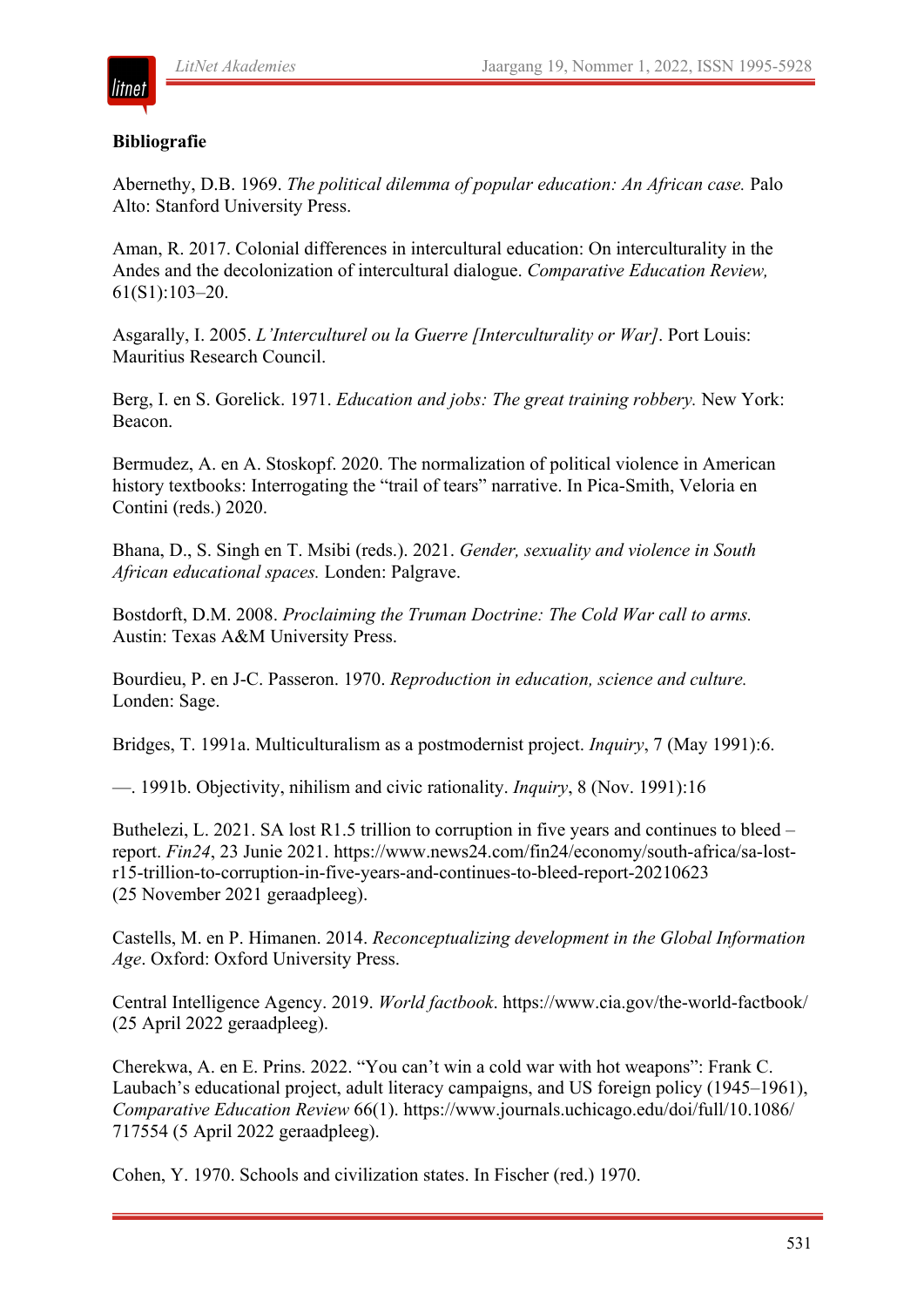**Bibliografie**

Abernethy, D.B. 1969. *The political dilemma of popular education: An African case.* Palo Alto: Stanford University Press.

Aman, R. 2017. Colonial differences in intercultural education: On interculturality in the Andes and the decolonization of intercultural dialogue. *Comparative Education Review,* 61(S1):103–20.

Asgarally, I. 2005. *L'Interculturel ou la Guerre [Interculturality or War]*. Port Louis: Mauritius Research Council.

Berg, I. en S. Gorelick. 1971. *Education and jobs: The great training robbery.* New York: Beacon.

Bermudez, A. en A. Stoskopf. 2020. The normalization of political violence in American history textbooks: Interrogating the "trail of tears" narrative. In Pica-Smith, Veloria en Contini (reds.) 2020.

Bhana, D., S. Singh en T. Msibi (reds.). 2021. *Gender, sexuality and violence in South African educational spaces.* Londen: Palgrave.

Bostdorft, D.M. 2008. *Proclaiming the Truman Doctrine: The Cold War call to arms.* Austin: Texas A&M University Press.

Bourdieu, P. en J-C. Passeron. 1970. *Reproduction in education, science and culture.* Londen: Sage.

Bridges, T. 1991a. Multiculturalism as a postmodernist project. *Inquiry*, 7 (May 1991):6.

—. 1991b. Objectivity, nihilism and civic rationality. *Inquiry*, 8 (Nov. 1991):16

Buthelezi, L. 2021. SA lost R1.5 trillion to corruption in five years and continues to bleed – report. *Fin24*, 23 Junie 2021. https://www.news24.com/fin24/economy/south-africa/sa-lost-r15-trillion-to-corruption-in-five-years-and-continues-to-bleed-report-20210623 (25 November 2021 geraadpleeg).

Castells, M. en P. Himanen. 2014. *Reconceptualizing development in the Global Information Age*. Oxford: Oxford University Press.

Central Intelligence Agency. 2019. *World factbook*. https://www.cia.gov/the-world-factbook/ (25 April 2022 geraadpleeg).

Cherekwa, A. en E. Prins. 2022. "You can't win a cold war with hot weapons": Frank C. Laubach's educational project, adult literacy campaigns, and US foreign policy (1945–1961), *Comparative Education Review* 66(1). https://www.journals.uchicago.edu/doi/full/10.1086/717554 (5 April 2022 geraadpleeg).

Cohen, Y. 1970. Schools and civilization states. In Fischer (red.) 1970.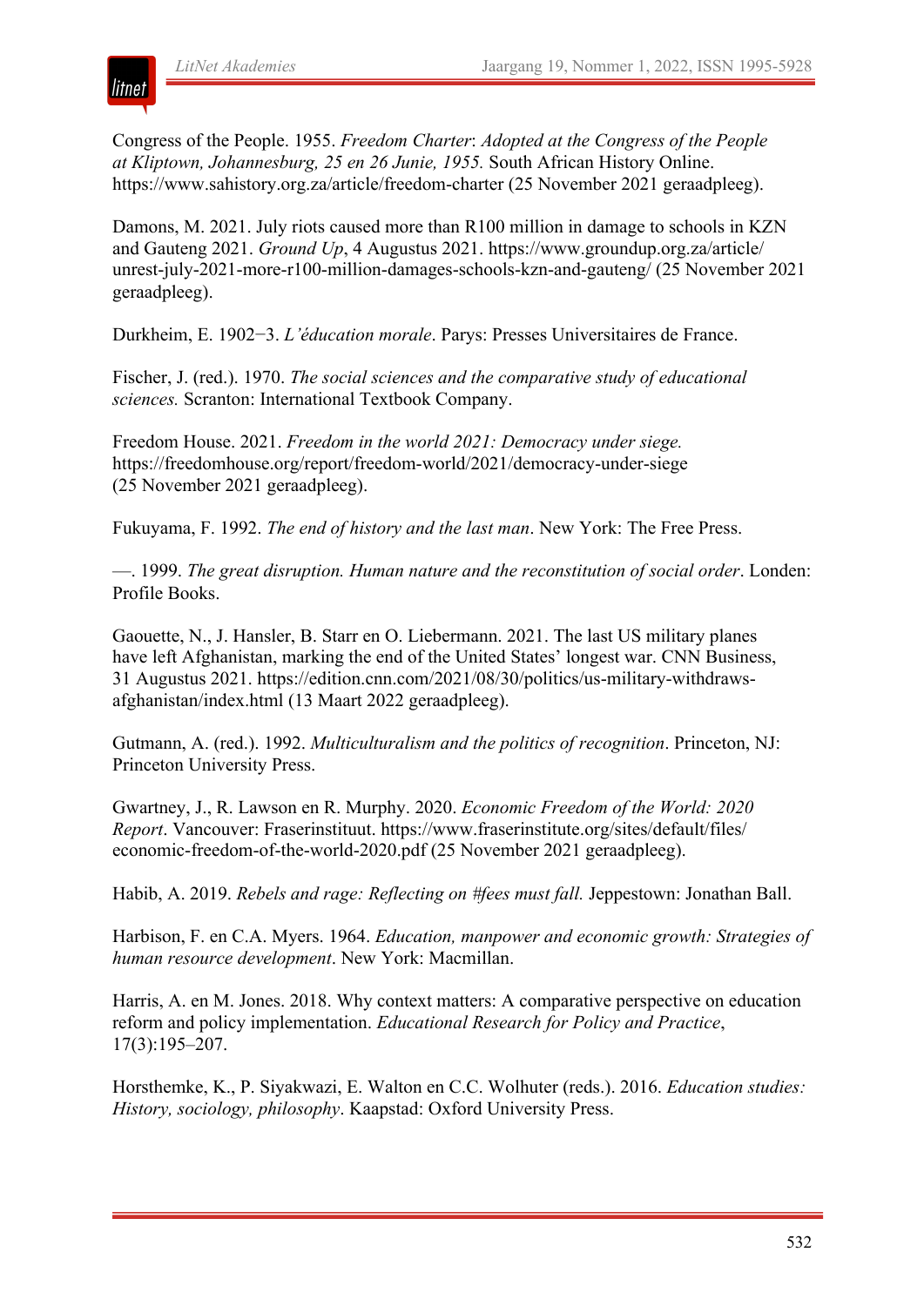Congress of the People. 1955. *Freedom Charter*: *Adopted at the Congress of the People at Kliptown, Johannesburg, 25 en 26 Junie, 1955.* South African History Online. https://www.sahistory.org.za/article/freedom-charter (25 November 2021 geraadpleeg).

Damons, M. 2021. July riots caused more than R100 million in damage to schools in KZN and Gauteng 2021. *Ground Up*, 4 Augustus 2021. https://www.groundup.org.za/article/unrest-july-2021-more-r100-million-damages-schools-kzn-and-gauteng/ (25 November 2021 geraadpleeg).

Durkheim, E. 1902−3. *L'éducation morale*. Parys: Presses Universitaires de France.

Fischer, J. (red.). 1970. *The social sciences and the comparative study of educational sciences.* Scranton: International Textbook Company.

Freedom House. 2021. *Freedom in the world 2021: Democracy under siege.* https://freedomhouse.org/report/freedom-world/2021/democracy-under-siege (25 November 2021 geraadpleeg).

Fukuyama, F. 1992. *The end of history and the last man*. New York: The Free Press.

—. 1999. *The great disruption. Human nature and the reconstitution of social order*. Londen: Profile Books.

Gaouette, N., J. Hansler, B. Starr en O. Liebermann. 2021. The last US military planes have left Afghanistan, marking the end of the United States' longest war. CNN Business, 31 Augustus 2021. https://edition.cnn.com/2021/08/30/politics/us-military-withdraws-afghanistan/index.html (13 Maart 2022 geraadpleeg).

Gutmann, A. (red.). 1992. *Multiculturalism and the politics of recognition*. Princeton, NJ: Princeton University Press.

Gwartney, J., R. Lawson en R. Murphy. 2020. *Economic Freedom of the World: 2020 Report*. Vancouver: Fraserinstituut. https://www.fraserinstitute.org/sites/default/files/economic-freedom-of-the-world-2020.pdf (25 November 2021 geraadpleeg).

Habib, A. 2019. *Rebels and rage: Reflecting on #fees must fall.* Jeppestown: Jonathan Ball.

Harbison, F. en C.A. Myers. 1964. *Education, manpower and economic growth: Strategies of human resource development*. New York: Macmillan.

Harris, A. en M. Jones. 2018. Why context matters: A comparative perspective on education reform and policy implementation. *Educational Research for Policy and Practice*, 17(3):195–207.

Horsthemke, K., P. Siyakwazi, E. Walton en C.C. Wolhuter (reds.). 2016. *Education studies: History, sociology, philosophy*. Kaapstad: Oxford University Press.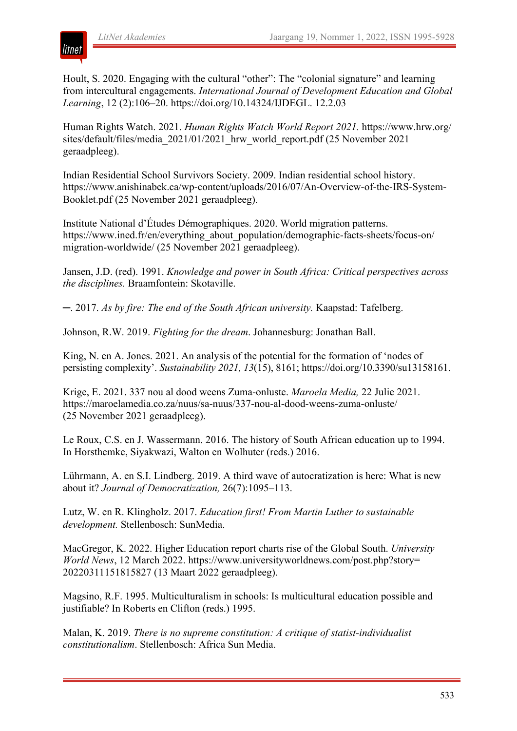Hoult, S. 2020. Engaging with the cultural "other": The "colonial signature" and learning from intercultural engagements. *International Journal of Development Education and Global Learning*, 12 (2):106–20. https://doi.org/10.14324/IJDEGL. 12.2.03

Human Rights Watch. 2021. *Human Rights Watch World Report 2021.* https://www.hrw.org/sites/default/files/media_2021/01/2021_hrw_world_report.pdf (25 November 2021 geraadpleeg).

Indian Residential School Survivors Society. 2009. Indian residential school history. https://www.anishinabek.ca/wp-content/uploads/2016/07/An-Overview-of-the-IRS-System-Booklet.pdf (25 November 2021 geraadpleeg).

Institute National d'Études Démographiques. 2020. World migration patterns. https://www.ined.fr/en/everything_about_population/demographic-facts-sheets/focus-on/migration-worldwide/ (25 November 2021 geraadpleeg).

Jansen, J.D. (red). 1991. *Knowledge and power in South Africa: Critical perspectives across the disciplines.* Braamfontein: Skotaville.

—. 2017. *As by fire: The end of the South African university.* Kaapstad: Tafelberg.

Johnson, R.W. 2019. *Fighting for the dream*. Johannesburg: Jonathan Ball.

King, N. en A. Jones. 2021. An analysis of the potential for the formation of 'nodes of persisting complexity'. *Sustainability 2021, 13*(15), 8161; https://doi.org/10.3390/su13158161.

Krige, E. 2021. 337 nou al dood weens Zuma-onluste. *Maroela Media,* 22 Julie 2021. https://maroelamedia.co.za/nuus/sa-nuus/337-nou-al-dood-weens-zuma-onluste/ (25 November 2021 geraadpleeg).

Le Roux, C.S. en J. Wassermann. 2016. The history of South African education up to 1994. In Horsthemke, Siyakwazi, Walton en Wolhuter (reds.) 2016.

Lührmann, A. en S.I. Lindberg. 2019. A third wave of autocratization is here: What is new about it? *Journal of Democratization,* 26(7):1095–113.

Lutz, W. en R. Klingholz. 2017. *Education first! From Martin Luther to sustainable development.* Stellenbosch: SunMedia.

MacGregor, K. 2022. Higher Education report charts rise of the Global South. *University World News*, 12 March 2022. https://www.universityworldnews.com/post.php?story=20220311151815827 (13 Maart 2022 geraadpleeg).

Magsino, R.F. 1995. Multiculturalism in schools: Is multicultural education possible and justifiable? In Roberts en Clifton (reds.) 1995.

Malan, K. 2019. *There is no supreme constitution: A critique of statist-individualist constitutionalism*. Stellenbosch: Africa Sun Media.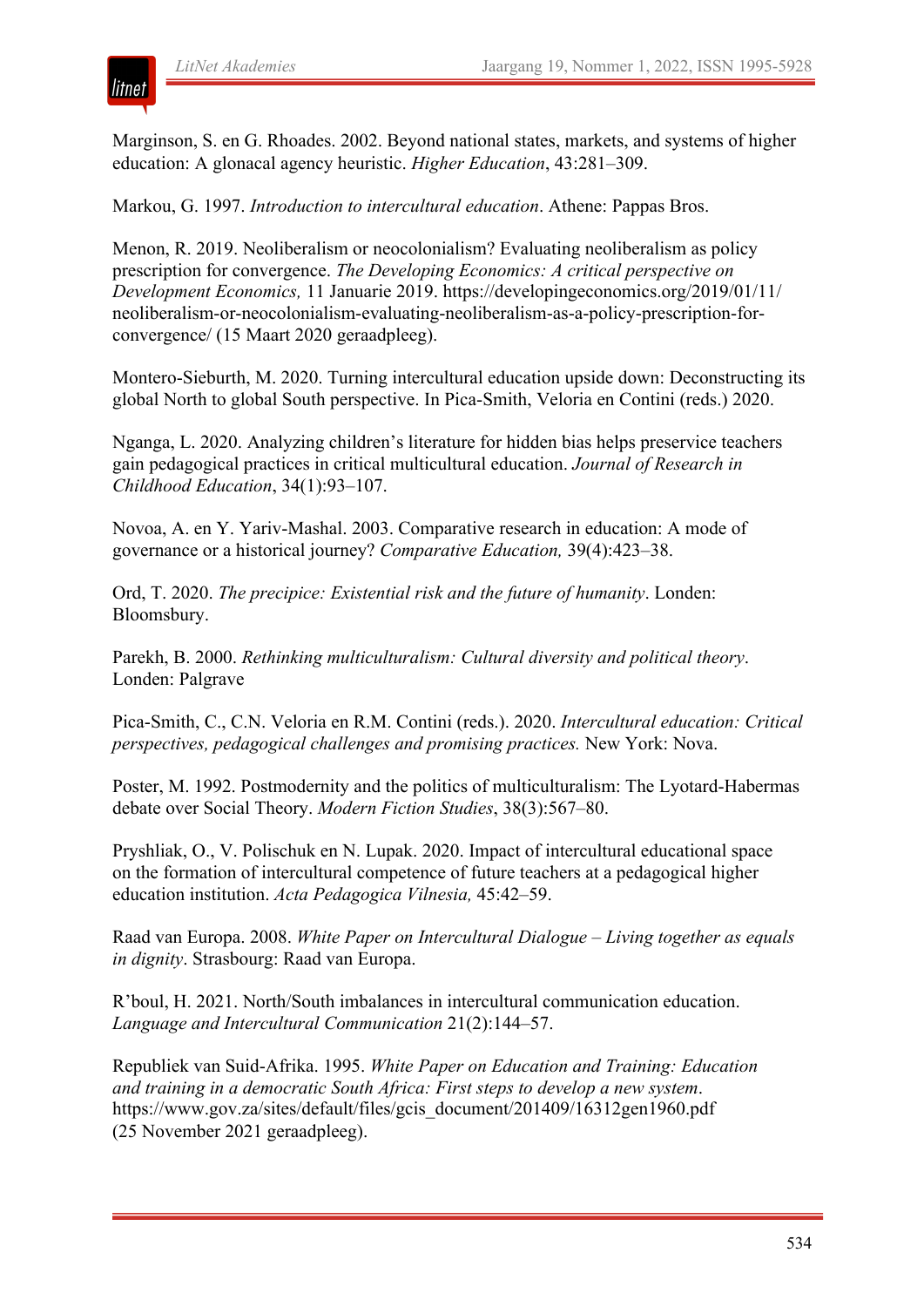Marginson, S. en G. Rhoades. 2002. Beyond national states, markets, and systems of higher education: A glonacal agency heuristic. *Higher Education*, 43:281–309.

Markou, G. 1997. *Introduction to intercultural education*. Athene: Pappas Bros.

Menon, R. 2019. Neoliberalism or neocolonialism? Evaluating neoliberalism as policy prescription for convergence. *The Developing Economics: A critical perspective on Development Economics,* 11 Januarie 2019. https://developingeconomics.org/2019/01/11/neoliberalism-or-neocolonialism-evaluating-neoliberalism-as-a-policy-prescription-for-convergence/ (15 Maart 2020 geraadpleeg).

Montero-Sieburth, M. 2020. Turning intercultural education upside down: Deconstructing its global North to global South perspective. In Pica-Smith, Veloria en Contini (reds.) 2020.

Nganga, L. 2020. Analyzing children's literature for hidden bias helps preservice teachers gain pedagogical practices in critical multicultural education. *Journal of Research in Childhood Education*, 34(1):93–107.

Novoa, A. en Y. Yariv-Mashal. 2003. Comparative research in education: A mode of governance or a historical journey? *Comparative Education,* 39(4):423–38.

Ord, T. 2020. *The precipice: Existential risk and the future of humanity*. Londen: Bloomsbury.

Parekh, B. 2000. *Rethinking multiculturalism: Cultural diversity and political theory*. Londen: Palgrave

Pica-Smith, C., C.N. Veloria en R.M. Contini (reds.). 2020. *Intercultural education: Critical perspectives, pedagogical challenges and promising practices.* New York: Nova.

Poster, M. 1992. Postmodernity and the politics of multiculturalism: The Lyotard-Habermas debate over Social Theory. *Modern Fiction Studies*, 38(3):567–80.

Pryshliak, O., V. Polischuk en N. Lupak. 2020. Impact of intercultural educational space on the formation of intercultural competence of future teachers at a pedagogical higher education institution. *Acta Pedagogica Vilnesia,* 45:42–59.

Raad van Europa. 2008. *White Paper on Intercultural Dialogue – Living together as equals in dignity*. Strasbourg: Raad van Europa.

R'boul, H. 2021. North/South imbalances in intercultural communication education. *Language and Intercultural Communication* 21(2):144–57.

Republiek van Suid-Afrika. 1995. *White Paper on Education and Training: Education and training in a democratic South Africa: First steps to develop a new system*. https://www.gov.za/sites/default/files/gcis_document/201409/16312gen1960.pdf (25 November 2021 geraadpleeg).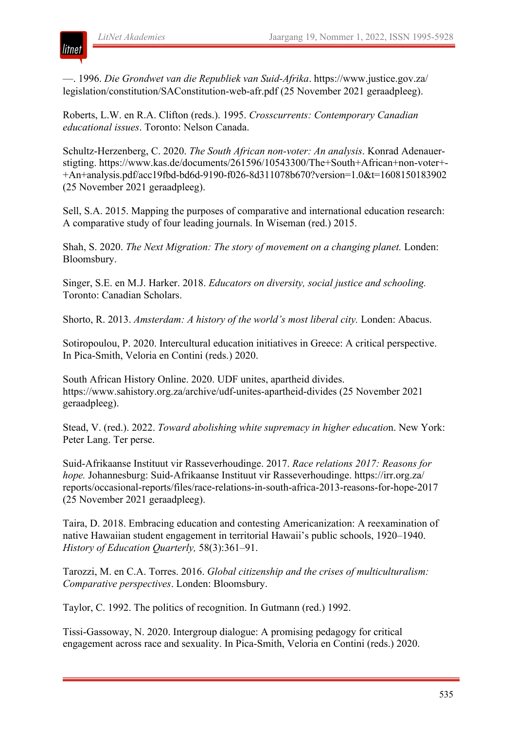—. 1996. *Die Grondwet van die Republiek van Suid-Afrika*. https://www.justice.gov.za/legislation/constitution/SAConstitution-web-afr.pdf (25 November 2021 geraadpleeg).

Roberts, L.W. en R.A. Clifton (reds.). 1995. *Crosscurrents: Contemporary Canadian educational issues*. Toronto: Nelson Canada.

Schultz-Herzenberg, C. 2020. *The South African non-voter: An analysis*. Konrad Adenauer-stigting. https://www.kas.de/documents/261596/10543300/The+South+African+non-voter+-+An+analysis.pdf/acc19fbd-bd6d-9190-f026-8d311078b670?version=1.0&t=1608150183902 (25 November 2021 geraadpleeg).

Sell, S.A. 2015. Mapping the purposes of comparative and international education research: A comparative study of four leading journals. In Wiseman (red.) 2015.

Shah, S. 2020. *The Next Migration: The story of movement on a changing planet.* Londen: Bloomsbury.

Singer, S.E. en M.J. Harker. 2018. *Educators on diversity, social justice and schooling.* Toronto: Canadian Scholars.

Shorto, R. 2013. *Amsterdam: A history of the world's most liberal city.* Londen: Abacus.

Sotiropoulou, P. 2020. Intercultural education initiatives in Greece: A critical perspective. In Pica-Smith, Veloria en Contini (reds.) 2020.

South African History Online. 2020. UDF unites, apartheid divides. https://www.sahistory.org.za/archive/udf-unites-apartheid-divides (25 November 2021 geraadpleeg).

Stead, V. (red.). 2022. *Toward abolishing white supremacy in higher educatio*n. New York: Peter Lang. Ter perse.

Suid-Afrikaanse Instituut vir Rasseverhoudinge. 2017. *Race relations 2017: Reasons for hope.* Johannesburg: Suid-Afrikaanse Instituut vir Rasseverhoudinge. https://irr.org.za/reports/occasional-reports/files/race-relations-in-south-africa-2013-reasons-for-hope-2017 (25 November 2021 geraadpleeg).

Taira, D. 2018. Embracing education and contesting Americanization: A reexamination of native Hawaiian student engagement in territorial Hawaii's public schools, 1920–1940. *History of Education Quarterly,* 58(3):361–91.

Tarozzi, M. en C.A. Torres. 2016. *Global citizenship and the crises of multiculturalism: Comparative perspectives*. Londen: Bloomsbury.

Taylor, C. 1992. The politics of recognition. In Gutmann (red.) 1992.

Tissi-Gassoway, N. 2020. Intergroup dialogue: A promising pedagogy for critical engagement across race and sexuality. In Pica-Smith, Veloria en Contini (reds.) 2020.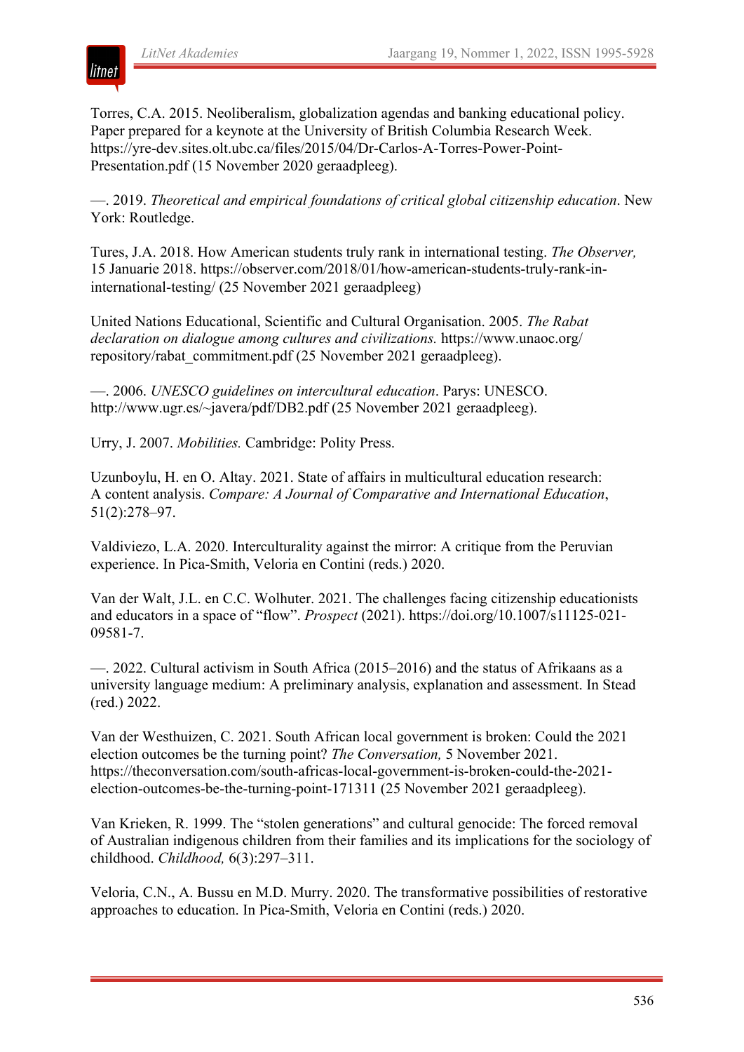Torres, C.A. 2015. Neoliberalism, globalization agendas and banking educational policy. Paper prepared for a keynote at the University of British Columbia Research Week. https://yre-dev.sites.olt.ubc.ca/files/2015/04/Dr-Carlos-A-Torres-Power-Point-Presentation.pdf (15 November 2020 geraadpleeg).

—. 2019. *Theoretical and empirical foundations of critical global citizenship education*. New York: Routledge.

Tures, J.A. 2018. How American students truly rank in international testing. *The Observer,* 15 Januarie 2018. https://observer.com/2018/01/how-american-students-truly-rank-in-international-testing/ (25 November 2021 geraadpleeg)

United Nations Educational, Scientific and Cultural Organisation. 2005. *The Rabat declaration on dialogue among cultures and civilizations.* https://www.unaoc.org/repository/rabat_commitment.pdf (25 November 2021 geraadpleeg).

—. 2006. *UNESCO guidelines on intercultural education*. Parys: UNESCO. http://www.ugr.es/~javera/pdf/DB2.pdf (25 November 2021 geraadpleeg).

Urry, J. 2007. *Mobilities.* Cambridge: Polity Press.

Uzunboylu, H. en O. Altay. 2021. State of affairs in multicultural education research: A content analysis. *Compare: A Journal of Comparative and International Education*, 51(2):278–97.

Valdiviezo, L.A. 2020. Interculturality against the mirror: A critique from the Peruvian experience. In Pica-Smith, Veloria en Contini (reds.) 2020.

Van der Walt, J.L. en C.C. Wolhuter. 2021. The challenges facing citizenship educationists and educators in a space of "flow". *Prospect* (2021). https://doi.org/10.1007/s11125-021-09581-7.

—. 2022. Cultural activism in South Africa (2015–2016) and the status of Afrikaans as a university language medium: A preliminary analysis, explanation and assessment. In Stead (red.) 2022.

Van der Westhuizen, C. 2021. South African local government is broken: Could the 2021 election outcomes be the turning point? *The Conversation,* 5 November 2021. https://theconversation.com/south-africas-local-government-is-broken-could-the-2021-election-outcomes-be-the-turning-point-171311 (25 November 2021 geraadpleeg).

Van Krieken, R. 1999. The "stolen generations" and cultural genocide: The forced removal of Australian indigenous children from their families and its implications for the sociology of childhood. *Childhood,* 6(3):297–311.

Veloria, C.N., A. Bussu en M.D. Murry. 2020. The transformative possibilities of restorative approaches to education. In Pica-Smith, Veloria en Contini (reds.) 2020.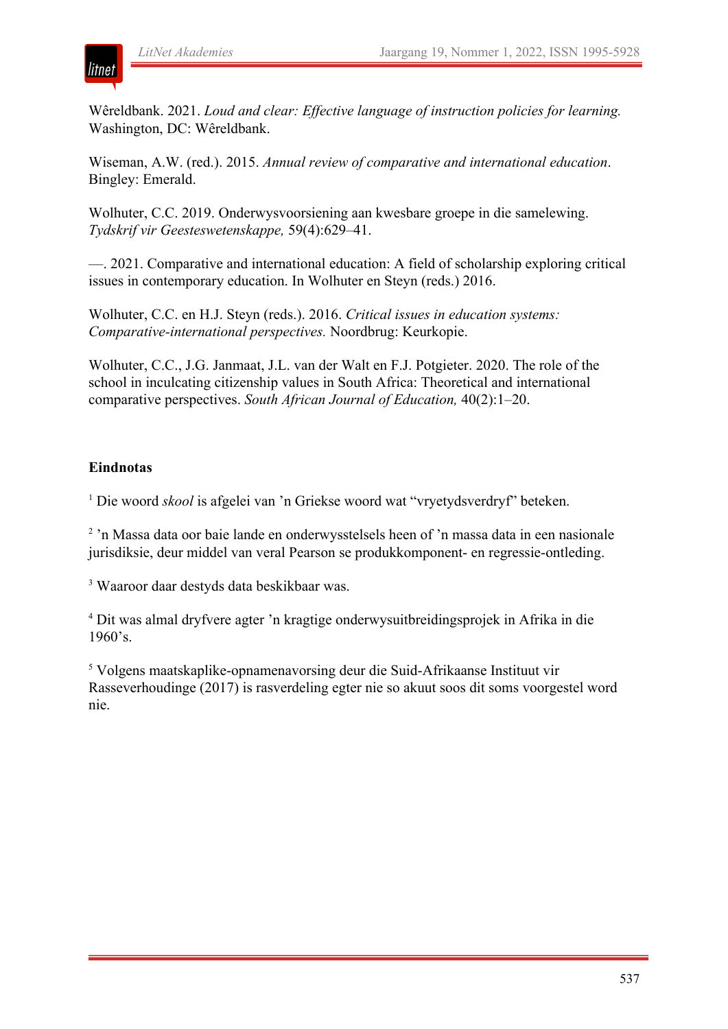Wêreldbank. 2021. *Loud and clear: Effective language of instruction policies for learning.* Washington, DC: Wêreldbank.

Wiseman, A.W. (red.). 2015. *Annual review of comparative and international education*. Bingley: Emerald.

Wolhuter, C.C. 2019. Onderwysvoorsiening aan kwesbare groepe in die samelewing. *Tydskrif vir Geesteswetenskappe,* 59(4):629–41.

—. 2021. Comparative and international education: A field of scholarship exploring critical issues in contemporary education. In Wolhuter en Steyn (reds.) 2016.

Wolhuter, C.C. en H.J. Steyn (reds.). 2016. *Critical issues in education systems: Comparative-international perspectives.* Noordbrug: Keurkopie.

Wolhuter, C.C., J.G. Janmaat, J.L. van der Walt en F.J. Potgieter. 2020. The role of the school in inculcating citizenship values in South Africa: Theoretical and international comparative perspectives. *South African Journal of Education,* 40(2):1–20.

## Eindnotas

[1] Die woord *skool* is afgelei van 'n Griekse woord wat "vryetydsverdryf" beteken.

[2] 'n Massa data oor baie lande en onderwysstelsels heen of 'n massa data in een nasionale jurisdiksie, deur middel van veral Pearson se produkkomponent- en regressie-ontleding.

[3] Waaroor daar destyds data beskikbaar was.

[4] Dit was almal dryfvere agter 'n kragtige onderwysuitbreidingsprojek in Afrika in die 1960's.

[5] Volgens maatskaplike-opnamenavorsing deur die Suid-Afrikaanse Instituut vir Rasseverhoudinge (2017) is rasverdeling egter nie so akuut soos dit soms voorgestel word nie.